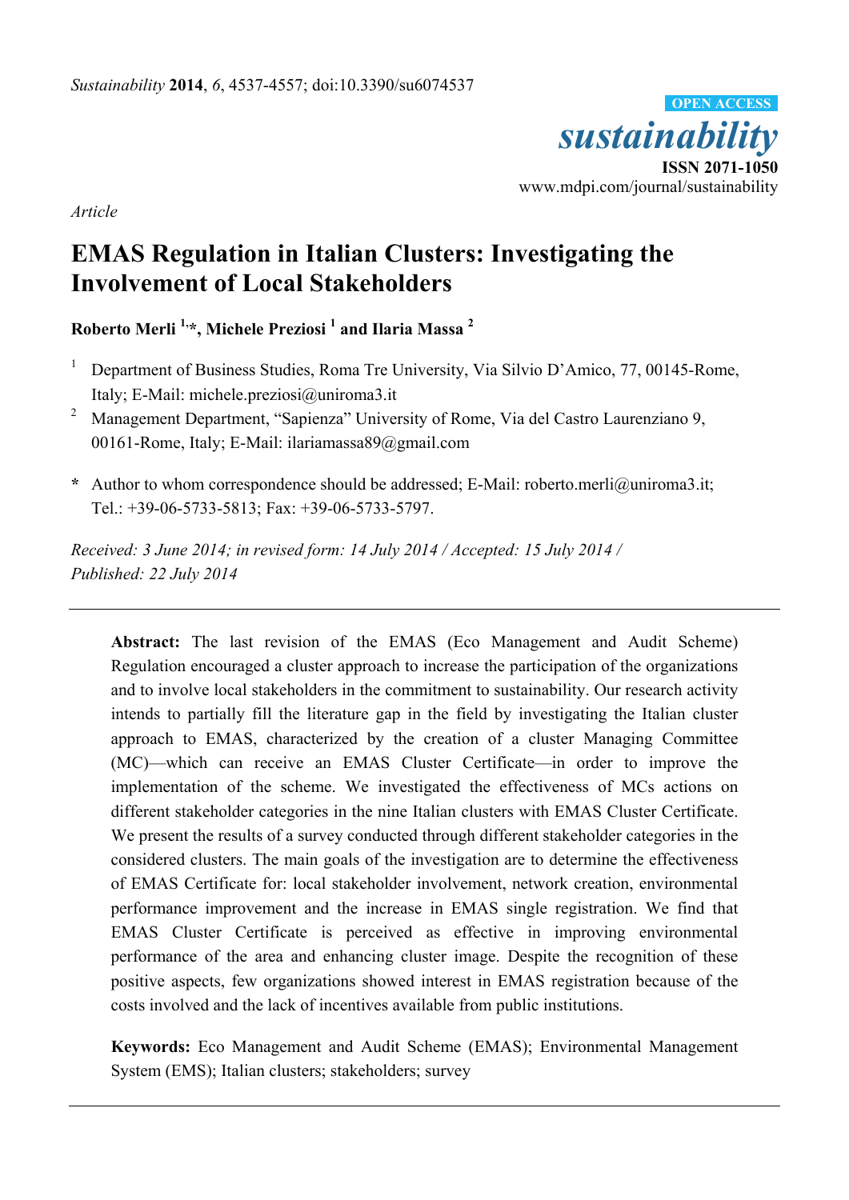*Article*

# EMAS Regulation in Italian Clusters: Investigating the Involvement of Local Stakeholders

**Roberto Merli [1,*], Michele Preziosi [1] and Ilaria Massa [2]**

[1] Department of Business Studies, Roma Tre University, Via Silvio D'Amico, 77, 00145-Rome, Italy; E-Mail: michele.preziosi@uniroma3.it

[2] Management Department, "Sapienza" University of Rome, Via del Castro Laurenziano 9, 00161-Rome, Italy; E-Mail: ilariamassa89@gmail.com

**\*** Author to whom correspondence should be addressed; E-Mail: roberto.merli@uniroma3.it; Tel.: +39-06-5733-5813; Fax: +39-06-5733-5797.

*Received: 3 June 2014; in revised form: 14 July 2014 / Accepted: 15 July 2014 / Published: 22 July 2014*

---

**Abstract:** The last revision of the EMAS (Eco Management and Audit Scheme) Regulation encouraged a cluster approach to increase the participation of the organizations and to involve local stakeholders in the commitment to sustainability. Our research activity intends to partially fill the literature gap in the field by investigating the Italian cluster approach to EMAS, characterized by the creation of a cluster Managing Committee (MC)—which can receive an EMAS Cluster Certificate—in order to improve the implementation of the scheme. We investigated the effectiveness of MCs actions on different stakeholder categories in the nine Italian clusters with EMAS Cluster Certificate. We present the results of a survey conducted through different stakeholder categories in the considered clusters. The main goals of the investigation are to determine the effectiveness of EMAS Certificate for: local stakeholder involvement, network creation, environmental performance improvement and the increase in EMAS single registration. We find that EMAS Cluster Certificate is perceived as effective in improving environmental performance of the area and enhancing cluster image. Despite the recognition of these positive aspects, few organizations showed interest in EMAS registration because of the costs involved and the lack of incentives available from public institutions.

**Keywords:** Eco Management and Audit Scheme (EMAS); Environmental Management System (EMS); Italian clusters; stakeholders; survey

---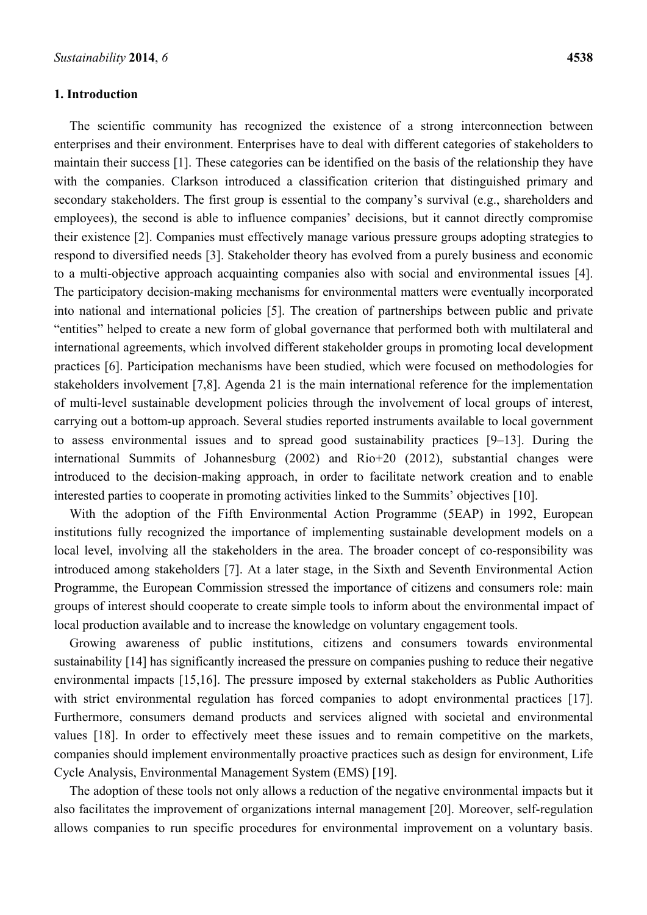## 1. Introduction

The scientific community has recognized the existence of a strong interconnection between enterprises and their environment. Enterprises have to deal with different categories of stakeholders to maintain their success [1]. These categories can be identified on the basis of the relationship they have with the companies. Clarkson introduced a classification criterion that distinguished primary and secondary stakeholders. The first group is essential to the company's survival (e.g., shareholders and employees), the second is able to influence companies' decisions, but it cannot directly compromise their existence [2]. Companies must effectively manage various pressure groups adopting strategies to respond to diversified needs [3]. Stakeholder theory has evolved from a purely business and economic to a multi-objective approach acquainting companies also with social and environmental issues [4]. The participatory decision-making mechanisms for environmental matters were eventually incorporated into national and international policies [5]. The creation of partnerships between public and private "entities" helped to create a new form of global governance that performed both with multilateral and international agreements, which involved different stakeholder groups in promoting local development practices [6]. Participation mechanisms have been studied, which were focused on methodologies for stakeholders involvement [7,8]. Agenda 21 is the main international reference for the implementation of multi-level sustainable development policies through the involvement of local groups of interest, carrying out a bottom-up approach. Several studies reported instruments available to local government to assess environmental issues and to spread good sustainability practices [9–13]. During the international Summits of Johannesburg (2002) and Rio+20 (2012), substantial changes were introduced to the decision-making approach, in order to facilitate network creation and to enable interested parties to cooperate in promoting activities linked to the Summits' objectives [10].

With the adoption of the Fifth Environmental Action Programme (5EAP) in 1992, European institutions fully recognized the importance of implementing sustainable development models on a local level, involving all the stakeholders in the area. The broader concept of co-responsibility was introduced among stakeholders [7]. At a later stage, in the Sixth and Seventh Environmental Action Programme, the European Commission stressed the importance of citizens and consumers role: main groups of interest should cooperate to create simple tools to inform about the environmental impact of local production available and to increase the knowledge on voluntary engagement tools.

Growing awareness of public institutions, citizens and consumers towards environmental sustainability [14] has significantly increased the pressure on companies pushing to reduce their negative environmental impacts [15,16]. The pressure imposed by external stakeholders as Public Authorities with strict environmental regulation has forced companies to adopt environmental practices [17]. Furthermore, consumers demand products and services aligned with societal and environmental values [18]. In order to effectively meet these issues and to remain competitive on the markets, companies should implement environmentally proactive practices such as design for environment, Life Cycle Analysis, Environmental Management System (EMS) [19].

The adoption of these tools not only allows a reduction of the negative environmental impacts but it also facilitates the improvement of organizations internal management [20]. Moreover, self-regulation allows companies to run specific procedures for environmental improvement on a voluntary basis.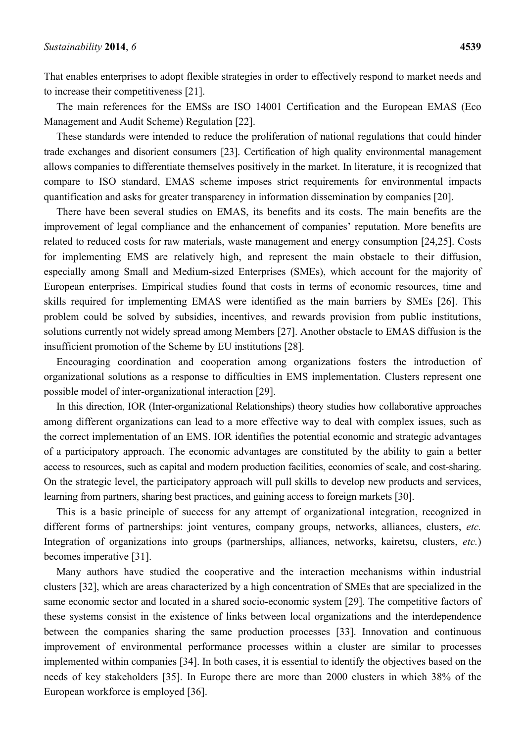That enables enterprises to adopt flexible strategies in order to effectively respond to market needs and to increase their competitiveness [21].

The main references for the EMSs are ISO 14001 Certification and the European EMAS (Eco Management and Audit Scheme) Regulation [22].

These standards were intended to reduce the proliferation of national regulations that could hinder trade exchanges and disorient consumers [23]. Certification of high quality environmental management allows companies to differentiate themselves positively in the market. In literature, it is recognized that compare to ISO standard, EMAS scheme imposes strict requirements for environmental impacts quantification and asks for greater transparency in information dissemination by companies [20].

There have been several studies on EMAS, its benefits and its costs. The main benefits are the improvement of legal compliance and the enhancement of companies' reputation. More benefits are related to reduced costs for raw materials, waste management and energy consumption [24,25]. Costs for implementing EMS are relatively high, and represent the main obstacle to their diffusion, especially among Small and Medium-sized Enterprises (SMEs), which account for the majority of European enterprises. Empirical studies found that costs in terms of economic resources, time and skills required for implementing EMAS were identified as the main barriers by SMEs [26]. This problem could be solved by subsidies, incentives, and rewards provision from public institutions, solutions currently not widely spread among Members [27]. Another obstacle to EMAS diffusion is the insufficient promotion of the Scheme by EU institutions [28].

Encouraging coordination and cooperation among organizations fosters the introduction of organizational solutions as a response to difficulties in EMS implementation. Clusters represent one possible model of inter-organizational interaction [29].

In this direction, IOR (Inter-organizational Relationships) theory studies how collaborative approaches among different organizations can lead to a more effective way to deal with complex issues, such as the correct implementation of an EMS. IOR identifies the potential economic and strategic advantages of a participatory approach. The economic advantages are constituted by the ability to gain a better access to resources, such as capital and modern production facilities, economies of scale, and cost-sharing. On the strategic level, the participatory approach will pull skills to develop new products and services, learning from partners, sharing best practices, and gaining access to foreign markets [30].

This is a basic principle of success for any attempt of organizational integration, recognized in different forms of partnerships: joint ventures, company groups, networks, alliances, clusters, *etc.* Integration of organizations into groups (partnerships, alliances, networks, kairetsu, clusters, *etc.*) becomes imperative [31].

Many authors have studied the cooperative and the interaction mechanisms within industrial clusters [32], which are areas characterized by a high concentration of SMEs that are specialized in the same economic sector and located in a shared socio-economic system [29]. The competitive factors of these systems consist in the existence of links between local organizations and the interdependence between the companies sharing the same production processes [33]. Innovation and continuous improvement of environmental performance processes within a cluster are similar to processes implemented within companies [34]. In both cases, it is essential to identify the objectives based on the needs of key stakeholders [35]. In Europe there are more than 2000 clusters in which 38% of the European workforce is employed [36].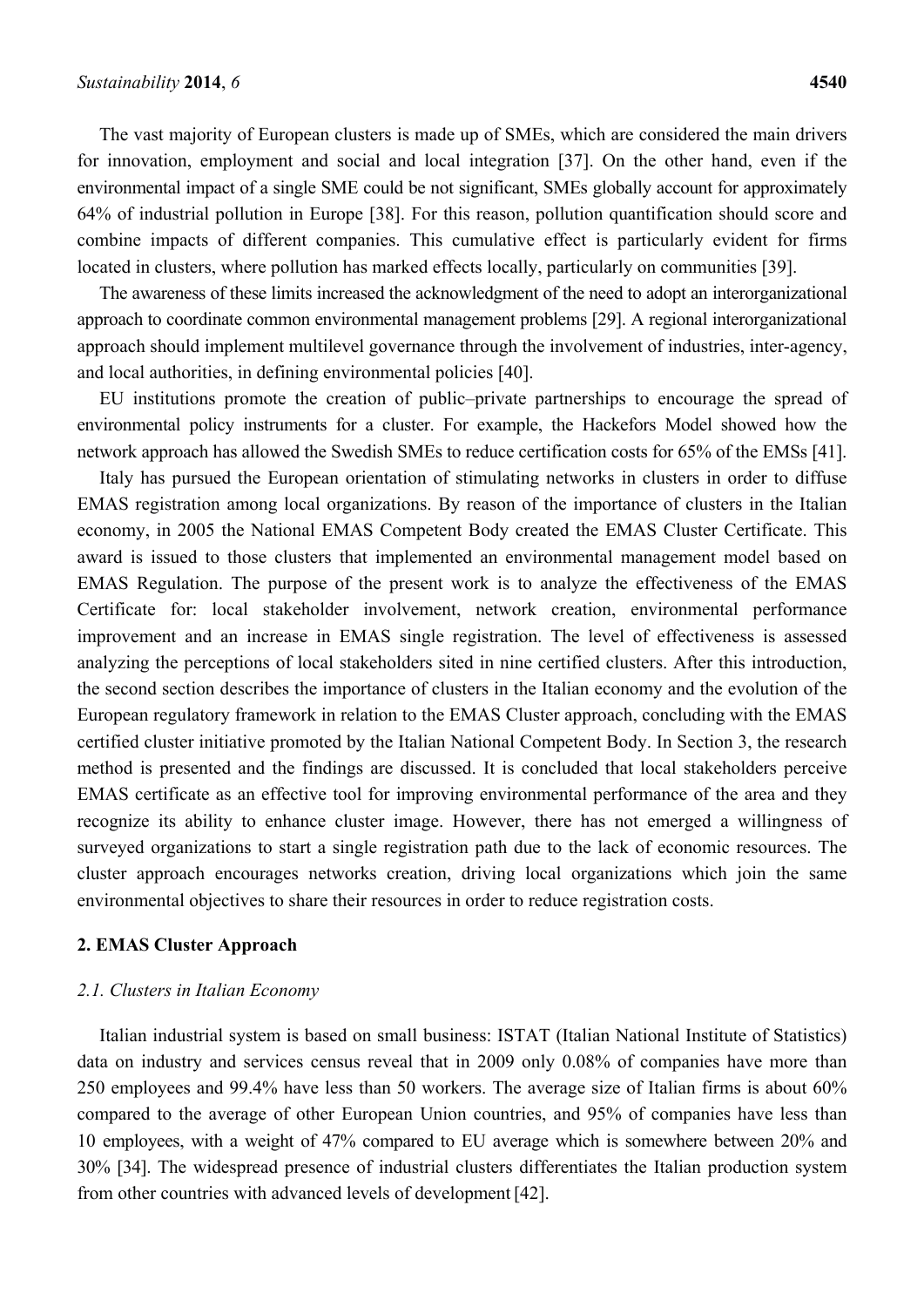The vast majority of European clusters is made up of SMEs, which are considered the main drivers for innovation, employment and social and local integration [37]. On the other hand, even if the environmental impact of a single SME could be not significant, SMEs globally account for approximately 64% of industrial pollution in Europe [38]. For this reason, pollution quantification should score and combine impacts of different companies. This cumulative effect is particularly evident for firms located in clusters, where pollution has marked effects locally, particularly on communities [39].

The awareness of these limits increased the acknowledgment of the need to adopt an interorganizational approach to coordinate common environmental management problems [29]. A regional interorganizational approach should implement multilevel governance through the involvement of industries, inter-agency, and local authorities, in defining environmental policies [40].

EU institutions promote the creation of public–private partnerships to encourage the spread of environmental policy instruments for a cluster. For example, the Hackefors Model showed how the network approach has allowed the Swedish SMEs to reduce certification costs for 65% of the EMSs [41].

Italy has pursued the European orientation of stimulating networks in clusters in order to diffuse EMAS registration among local organizations. By reason of the importance of clusters in the Italian economy, in 2005 the National EMAS Competent Body created the EMAS Cluster Certificate. This award is issued to those clusters that implemented an environmental management model based on EMAS Regulation. The purpose of the present work is to analyze the effectiveness of the EMAS Certificate for: local stakeholder involvement, network creation, environmental performance improvement and an increase in EMAS single registration. The level of effectiveness is assessed analyzing the perceptions of local stakeholders sited in nine certified clusters. After this introduction, the second section describes the importance of clusters in the Italian economy and the evolution of the European regulatory framework in relation to the EMAS Cluster approach, concluding with the EMAS certified cluster initiative promoted by the Italian National Competent Body. In Section 3, the research method is presented and the findings are discussed. It is concluded that local stakeholders perceive EMAS certificate as an effective tool for improving environmental performance of the area and they recognize its ability to enhance cluster image. However, there has not emerged a willingness of surveyed organizations to start a single registration path due to the lack of economic resources. The cluster approach encourages networks creation, driving local organizations which join the same environmental objectives to share their resources in order to reduce registration costs.

## 2. EMAS Cluster Approach

### *2.1. Clusters in Italian Economy*

Italian industrial system is based on small business: ISTAT (Italian National Institute of Statistics) data on industry and services census reveal that in 2009 only 0.08% of companies have more than 250 employees and 99.4% have less than 50 workers. The average size of Italian firms is about 60% compared to the average of other European Union countries, and 95% of companies have less than 10 employees, with a weight of 47% compared to EU average which is somewhere between 20% and 30% [34]. The widespread presence of industrial clusters differentiates the Italian production system from other countries with advanced levels of development [42].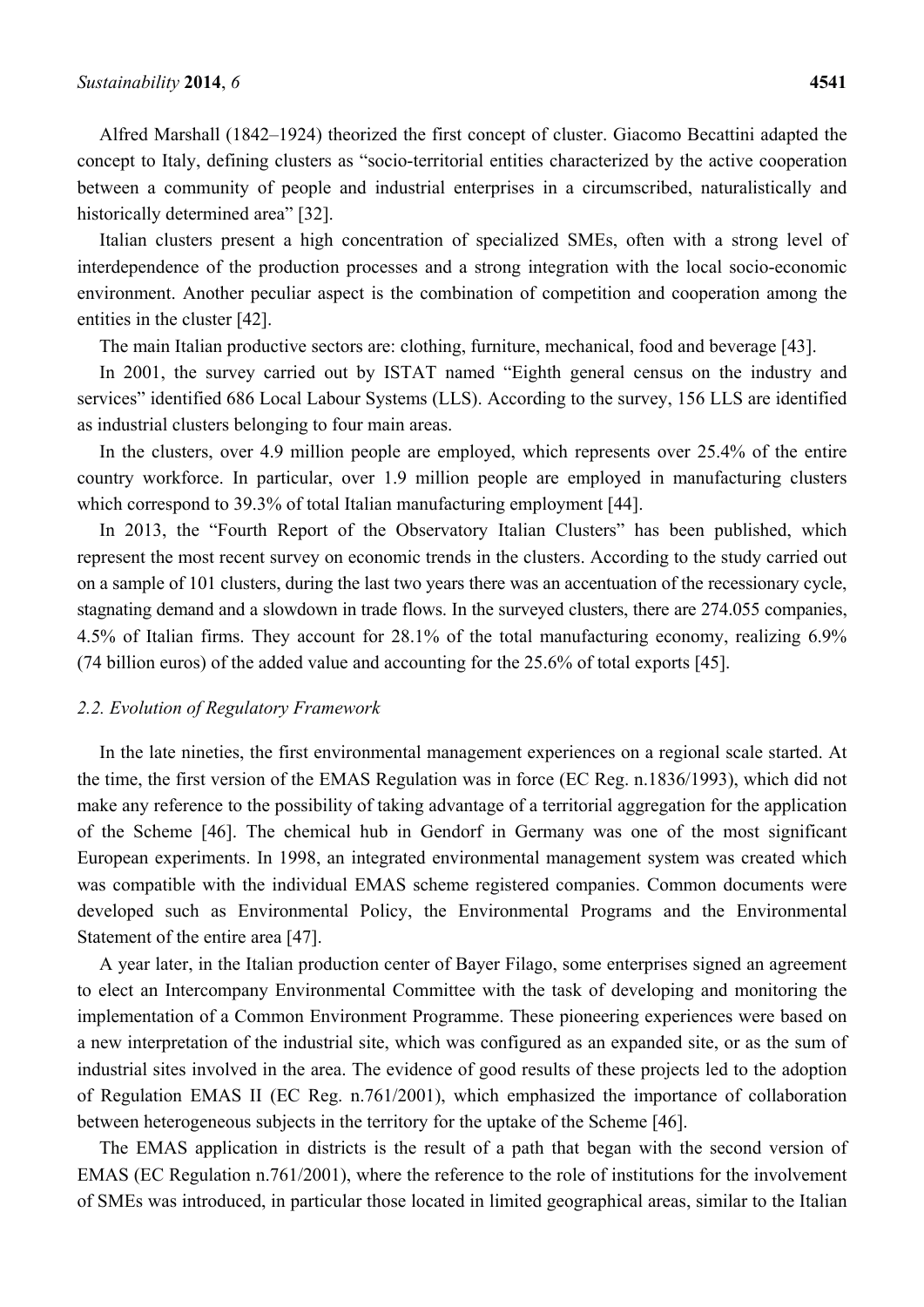Alfred Marshall (1842–1924) theorized the first concept of cluster. Giacomo Becattini adapted the concept to Italy, defining clusters as "socio-territorial entities characterized by the active cooperation between a community of people and industrial enterprises in a circumscribed, naturalistically and historically determined area" [32].

Italian clusters present a high concentration of specialized SMEs, often with a strong level of interdependence of the production processes and a strong integration with the local socio-economic environment. Another peculiar aspect is the combination of competition and cooperation among the entities in the cluster [42].

The main Italian productive sectors are: clothing, furniture, mechanical, food and beverage [43].

In 2001, the survey carried out by ISTAT named "Eighth general census on the industry and services" identified 686 Local Labour Systems (LLS). According to the survey, 156 LLS are identified as industrial clusters belonging to four main areas.

In the clusters, over 4.9 million people are employed, which represents over 25.4% of the entire country workforce. In particular, over 1.9 million people are employed in manufacturing clusters which correspond to 39.3% of total Italian manufacturing employment [44].

In 2013, the "Fourth Report of the Observatory Italian Clusters" has been published, which represent the most recent survey on economic trends in the clusters. According to the study carried out on a sample of 101 clusters, during the last two years there was an accentuation of the recessionary cycle, stagnating demand and a slowdown in trade flows. In the surveyed clusters, there are 274.055 companies, 4.5% of Italian firms. They account for 28.1% of the total manufacturing economy, realizing 6.9% (74 billion euros) of the added value and accounting for the 25.6% of total exports [45].

### *2.2. Evolution of Regulatory Framework*

In the late nineties, the first environmental management experiences on a regional scale started. At the time, the first version of the EMAS Regulation was in force (EC Reg. n.1836/1993), which did not make any reference to the possibility of taking advantage of a territorial aggregation for the application of the Scheme [46]. The chemical hub in Gendorf in Germany was one of the most significant European experiments. In 1998, an integrated environmental management system was created which was compatible with the individual EMAS scheme registered companies. Common documents were developed such as Environmental Policy, the Environmental Programs and the Environmental Statement of the entire area [47].

A year later, in the Italian production center of Bayer Filago, some enterprises signed an agreement to elect an Intercompany Environmental Committee with the task of developing and monitoring the implementation of a Common Environment Programme. These pioneering experiences were based on a new interpretation of the industrial site, which was configured as an expanded site, or as the sum of industrial sites involved in the area. The evidence of good results of these projects led to the adoption of Regulation EMAS II (EC Reg. n.761/2001), which emphasized the importance of collaboration between heterogeneous subjects in the territory for the uptake of the Scheme [46].

The EMAS application in districts is the result of a path that began with the second version of EMAS (EC Regulation n.761/2001), where the reference to the role of institutions for the involvement of SMEs was introduced, in particular those located in limited geographical areas, similar to the Italian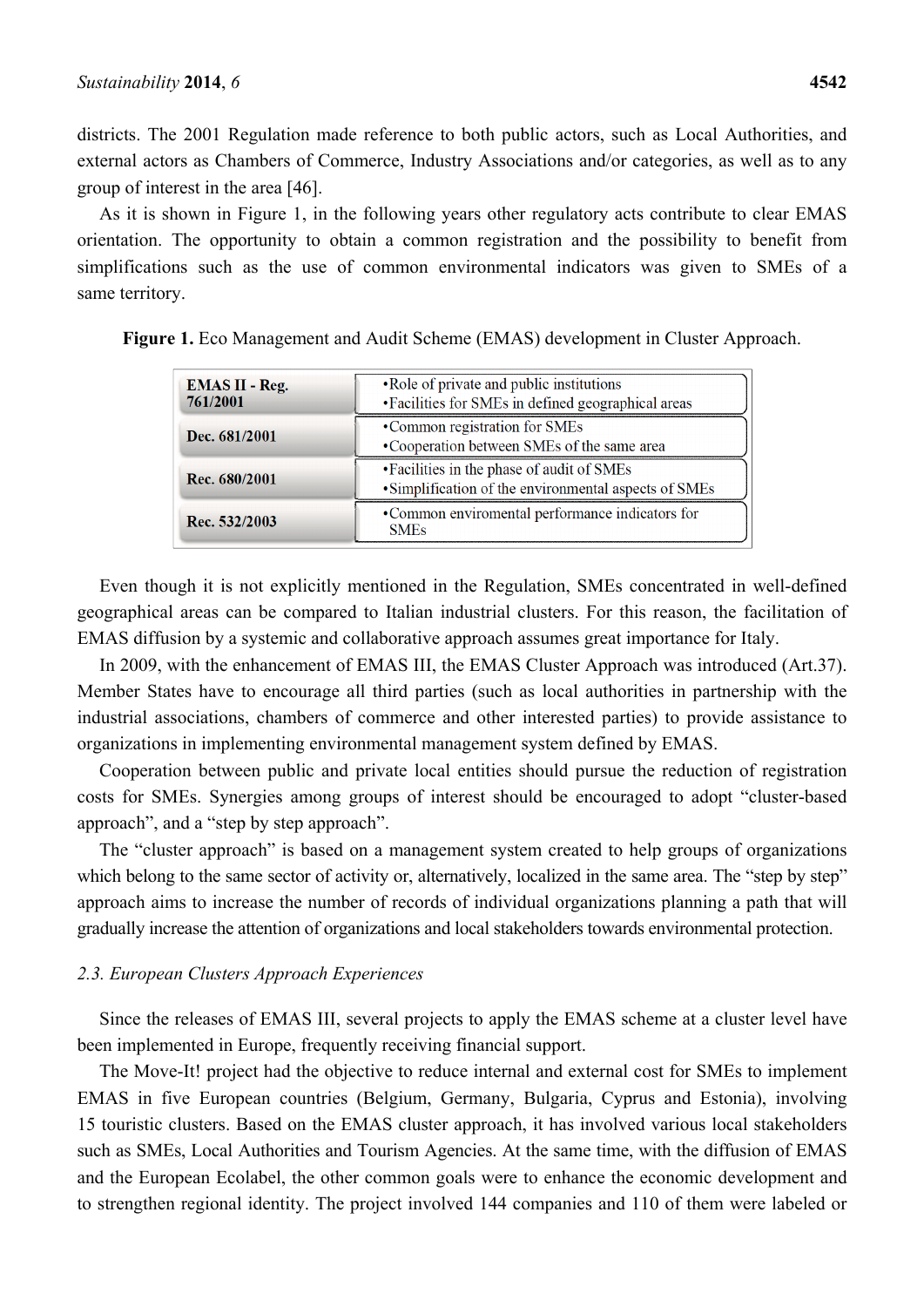districts. The 2001 Regulation made reference to both public actors, such as Local Authorities, and external actors as Chambers of Commerce, Industry Associations and/or categories, as well as to any group of interest in the area [46].

As it is shown in Figure 1, in the following years other regulatory acts contribute to clear EMAS orientation. The opportunity to obtain a common registration and the possibility to benefit from simplifications such as the use of common environmental indicators was given to SMEs of a same territory.

**Figure 1.** Eco Management and Audit Scheme (EMAS) development in Cluster Approach.

| | |
|---|---|
| **EMAS II - Reg. 761/2001** | •Role of private and public institutions<br>•Facilities for SMEs in defined geographical areas |
| **Dec. 681/2001** | •Common registration for SMEs<br>•Cooperation between SMEs of the same area |
| **Rec. 680/2001** | •Facilities in the phase of audit of SMEs<br>•Simplification of the environmental aspects of SMEs |
| **Rec. 532/2003** | •Common enviromental performance indicators for SMEs |

Even though it is not explicitly mentioned in the Regulation, SMEs concentrated in well-defined geographical areas can be compared to Italian industrial clusters. For this reason, the facilitation of EMAS diffusion by a systemic and collaborative approach assumes great importance for Italy.

In 2009, with the enhancement of EMAS III, the EMAS Cluster Approach was introduced (Art.37). Member States have to encourage all third parties (such as local authorities in partnership with the industrial associations, chambers of commerce and other interested parties) to provide assistance to organizations in implementing environmental management system defined by EMAS.

Cooperation between public and private local entities should pursue the reduction of registration costs for SMEs. Synergies among groups of interest should be encouraged to adopt "cluster-based approach", and a "step by step approach".

The "cluster approach" is based on a management system created to help groups of organizations which belong to the same sector of activity or, alternatively, localized in the same area. The "step by step" approach aims to increase the number of records of individual organizations planning a path that will gradually increase the attention of organizations and local stakeholders towards environmental protection.

### *2.3. European Clusters Approach Experiences*

Since the releases of EMAS III, several projects to apply the EMAS scheme at a cluster level have been implemented in Europe, frequently receiving financial support.

The Move-It! project had the objective to reduce internal and external cost for SMEs to implement EMAS in five European countries (Belgium, Germany, Bulgaria, Cyprus and Estonia), involving 15 touristic clusters. Based on the EMAS cluster approach, it has involved various local stakeholders such as SMEs, Local Authorities and Tourism Agencies. At the same time, with the diffusion of EMAS and the European Ecolabel, the other common goals were to enhance the economic development and to strengthen regional identity. The project involved 144 companies and 110 of them were labeled or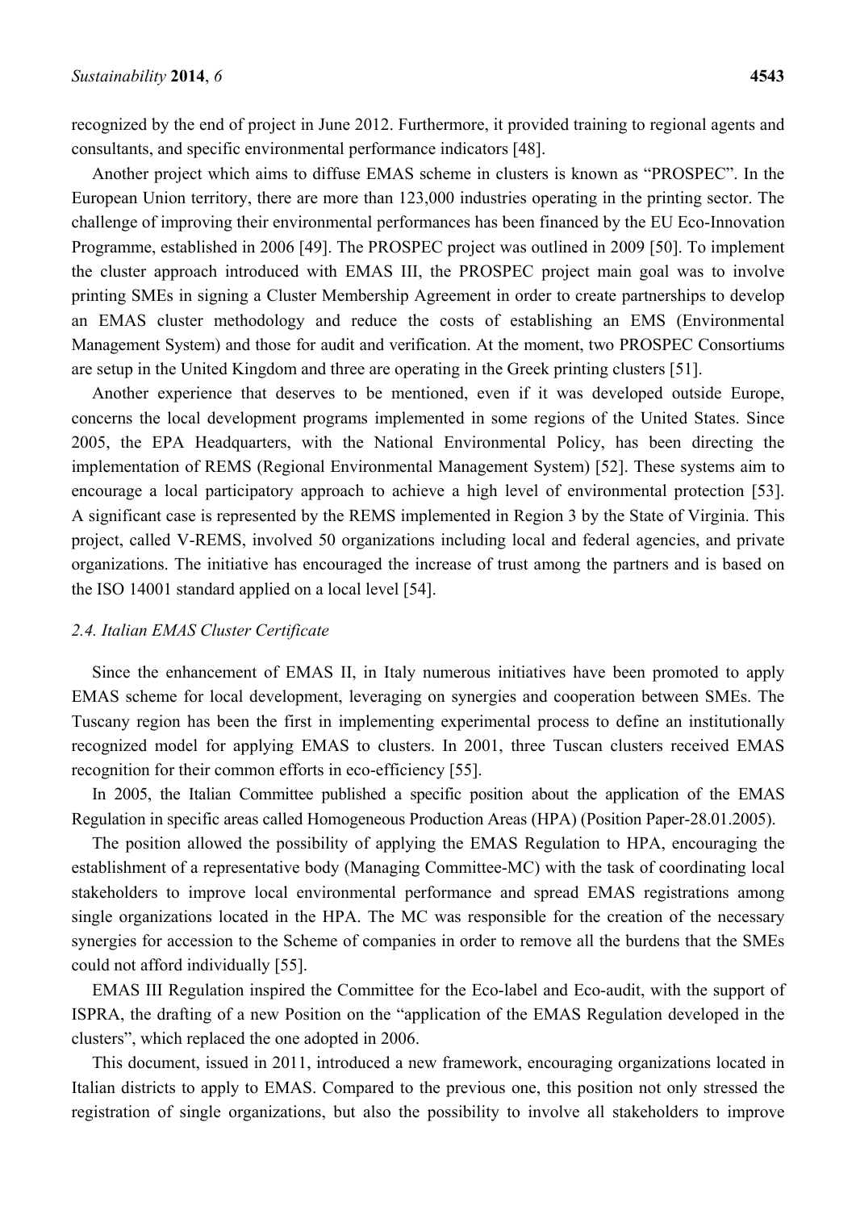recognized by the end of project in June 2012. Furthermore, it provided training to regional agents and consultants, and specific environmental performance indicators [48].

Another project which aims to diffuse EMAS scheme in clusters is known as "PROSPEC". In the European Union territory, there are more than 123,000 industries operating in the printing sector. The challenge of improving their environmental performances has been financed by the EU Eco-Innovation Programme, established in 2006 [49]. The PROSPEC project was outlined in 2009 [50]. To implement the cluster approach introduced with EMAS III, the PROSPEC project main goal was to involve printing SMEs in signing a Cluster Membership Agreement in order to create partnerships to develop an EMAS cluster methodology and reduce the costs of establishing an EMS (Environmental Management System) and those for audit and verification. At the moment, two PROSPEC Consortiums are setup in the United Kingdom and three are operating in the Greek printing clusters [51].

Another experience that deserves to be mentioned, even if it was developed outside Europe, concerns the local development programs implemented in some regions of the United States. Since 2005, the EPA Headquarters, with the National Environmental Policy, has been directing the implementation of REMS (Regional Environmental Management System) [52]. These systems aim to encourage a local participatory approach to achieve a high level of environmental protection [53]. A significant case is represented by the REMS implemented in Region 3 by the State of Virginia. This project, called V-REMS, involved 50 organizations including local and federal agencies, and private organizations. The initiative has encouraged the increase of trust among the partners and is based on the ISO 14001 standard applied on a local level [54].

### *2.4. Italian EMAS Cluster Certificate*

Since the enhancement of EMAS II, in Italy numerous initiatives have been promoted to apply EMAS scheme for local development, leveraging on synergies and cooperation between SMEs. The Tuscany region has been the first in implementing experimental process to define an institutionally recognized model for applying EMAS to clusters. In 2001, three Tuscan clusters received EMAS recognition for their common efforts in eco-efficiency [55].

In 2005, the Italian Committee published a specific position about the application of the EMAS Regulation in specific areas called Homogeneous Production Areas (HPA) (Position Paper-28.01.2005).

The position allowed the possibility of applying the EMAS Regulation to HPA, encouraging the establishment of a representative body (Managing Committee-MC) with the task of coordinating local stakeholders to improve local environmental performance and spread EMAS registrations among single organizations located in the HPA. The MC was responsible for the creation of the necessary synergies for accession to the Scheme of companies in order to remove all the burdens that the SMEs could not afford individually [55].

EMAS III Regulation inspired the Committee for the Eco-label and Eco-audit, with the support of ISPRA, the drafting of a new Position on the "application of the EMAS Regulation developed in the clusters", which replaced the one adopted in 2006.

This document, issued in 2011, introduced a new framework, encouraging organizations located in Italian districts to apply to EMAS. Compared to the previous one, this position not only stressed the registration of single organizations, but also the possibility to involve all stakeholders to improve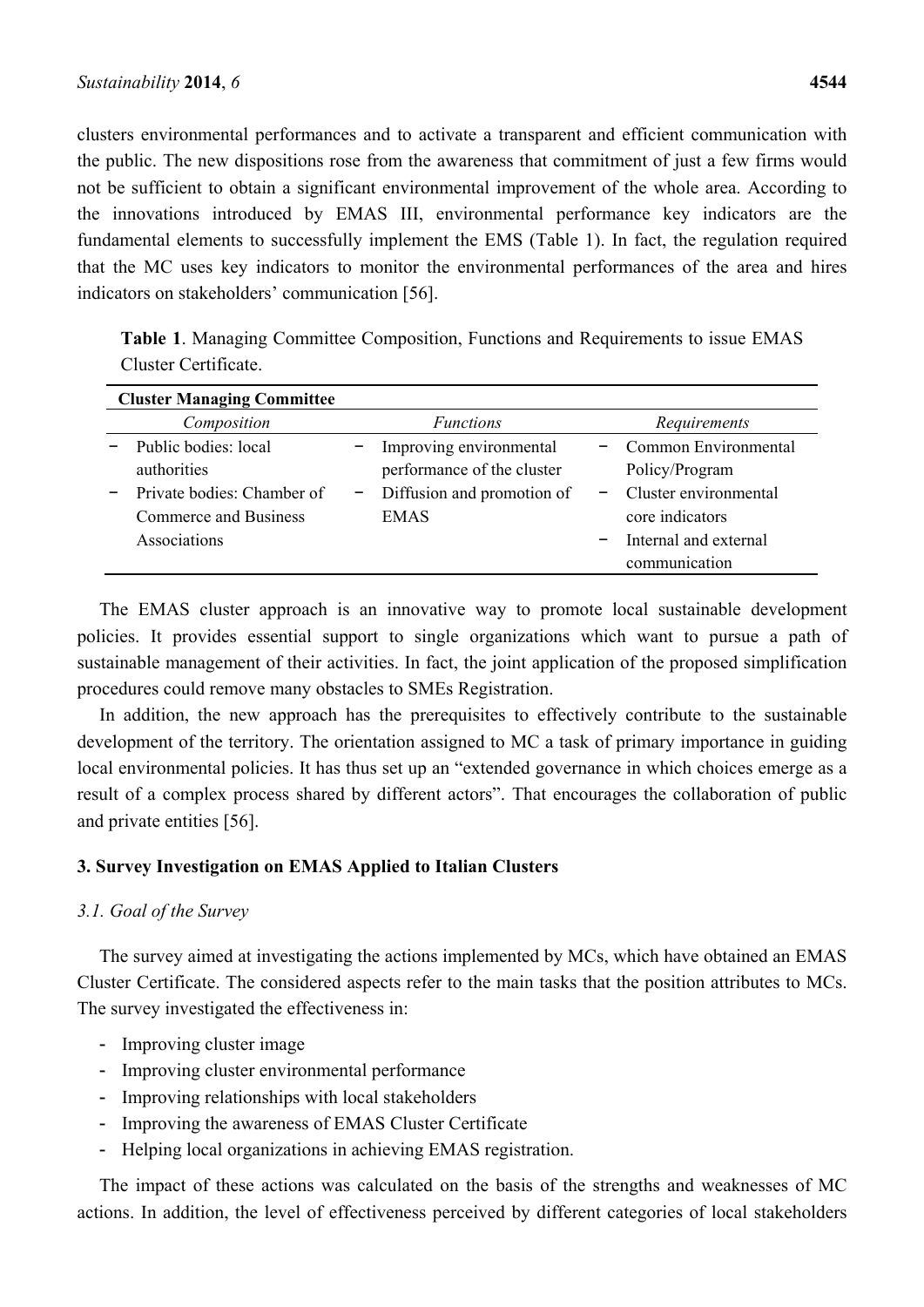clusters environmental performances and to activate a transparent and efficient communication with the public. The new dispositions rose from the awareness that commitment of just a few firms would not be sufficient to obtain a significant environmental improvement of the whole area. According to the innovations introduced by EMAS III, environmental performance key indicators are the fundamental elements to successfully implement the EMS (Table 1). In fact, the regulation required that the MC uses key indicators to monitor the environmental performances of the area and hires indicators on stakeholders' communication [56].

**Table 1**. Managing Committee Composition, Functions and Requirements to issue EMAS Cluster Certificate.

| **Cluster Managing Committee** | | |
|---|---|---|
| *Composition* | *Functions* | *Requirements* |
| − Public bodies: local authorities<br>− Private bodies: Chamber of Commerce and Business Associations | − Improving environmental performance of the cluster<br>− Diffusion and promotion of EMAS | − Common Environmental Policy/Program<br>− Cluster environmental core indicators<br>− Internal and external communication |

The EMAS cluster approach is an innovative way to promote local sustainable development policies. It provides essential support to single organizations which want to pursue a path of sustainable management of their activities. In fact, the joint application of the proposed simplification procedures could remove many obstacles to SMEs Registration.

In addition, the new approach has the prerequisites to effectively contribute to the sustainable development of the territory. The orientation assigned to MC a task of primary importance in guiding local environmental policies. It has thus set up an "extended governance in which choices emerge as a result of a complex process shared by different actors". That encourages the collaboration of public and private entities [56].

## 3. Survey Investigation on EMAS Applied to Italian Clusters

### *3.1. Goal of the Survey*

The survey aimed at investigating the actions implemented by MCs, which have obtained an EMAS Cluster Certificate. The considered aspects refer to the main tasks that the position attributes to MCs. The survey investigated the effectiveness in:

- Improving cluster image
- Improving cluster environmental performance
- Improving relationships with local stakeholders
- Improving the awareness of EMAS Cluster Certificate
- Helping local organizations in achieving EMAS registration.

The impact of these actions was calculated on the basis of the strengths and weaknesses of MC actions. In addition, the level of effectiveness perceived by different categories of local stakeholders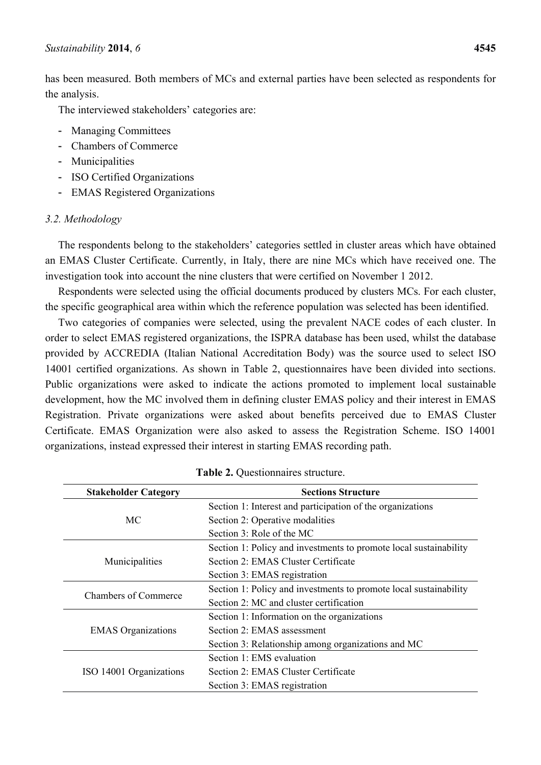has been measured. Both members of MCs and external parties have been selected as respondents for the analysis.

The interviewed stakeholders' categories are:

- Managing Committees
- Chambers of Commerce
- Municipalities
- ISO Certified Organizations
- EMAS Registered Organizations

### *3.2. Methodology*

The respondents belong to the stakeholders' categories settled in cluster areas which have obtained an EMAS Cluster Certificate. Currently, in Italy, there are nine MCs which have received one. The investigation took into account the nine clusters that were certified on November 1 2012.

Respondents were selected using the official documents produced by clusters MCs. For each cluster, the specific geographical area within which the reference population was selected has been identified.

Two categories of companies were selected, using the prevalent NACE codes of each cluster. In order to select EMAS registered organizations, the ISPRA database has been used, whilst the database provided by ACCREDIA (Italian National Accreditation Body) was the source used to select ISO 14001 certified organizations. As shown in Table 2, questionnaires have been divided into sections. Public organizations were asked to indicate the actions promoted to implement local sustainable development, how the MC involved them in defining cluster EMAS policy and their interest in EMAS Registration. Private organizations were asked about benefits perceived due to EMAS Cluster Certificate. EMAS Organization were also asked to assess the Registration Scheme. ISO 14001 organizations, instead expressed their interest in starting EMAS recording path.

**Table 2.** Questionnaires structure.

| Stakeholder Category | Sections Structure |
|---|---|
| MC | Section 1: Interest and participation of the organizations<br>Section 2: Operative modalities<br>Section 3: Role of the MC |
| Municipalities | Section 1: Policy and investments to promote local sustainability<br>Section 2: EMAS Cluster Certificate<br>Section 3: EMAS registration |
| Chambers of Commerce | Section 1: Policy and investments to promote local sustainability<br>Section 2: MC and cluster certification |
| EMAS Organizations | Section 1: Information on the organizations<br>Section 2: EMAS assessment<br>Section 3: Relationship among organizations and MC |
| ISO 14001 Organizations | Section 1: EMS evaluation<br>Section 2: EMAS Cluster Certificate<br>Section 3: EMAS registration |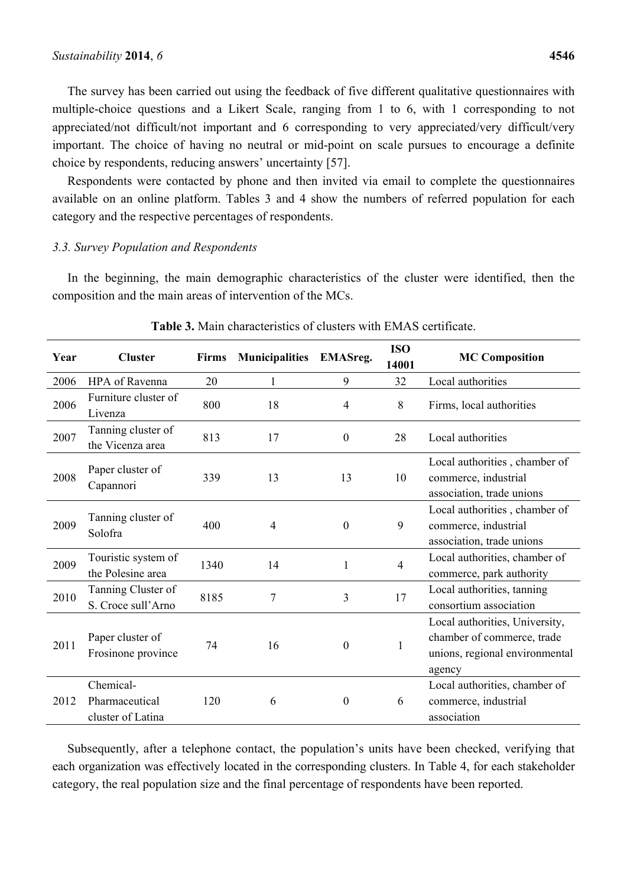The survey has been carried out using the feedback of five different qualitative questionnaires with multiple-choice questions and a Likert Scale, ranging from 1 to 6, with 1 corresponding to not appreciated/not difficult/not important and 6 corresponding to very appreciated/very difficult/very important. The choice of having no neutral or mid-point on scale pursues to encourage a definite choice by respondents, reducing answers' uncertainty [57].

Respondents were contacted by phone and then invited via email to complete the questionnaires available on an online platform. Tables 3 and 4 show the numbers of referred population for each category and the respective percentages of respondents.

### *3.3. Survey Population and Respondents*

In the beginning, the main demographic characteristics of the cluster were identified, then the composition and the main areas of intervention of the MCs.

**Table 3.** Main characteristics of clusters with EMAS certificate.

| Year | Cluster | Firms | Municipalities | EMASreg. | ISO 14001 | MC Composition |
|---|---|---|---|---|---|---|
| 2006 | HPA of Ravenna | 20 | 1 | 9 | 32 | Local authorities |
| 2006 | Furniture cluster of Livenza | 800 | 18 | 4 | 8 | Firms, local authorities |
| 2007 | Tanning cluster of the Vicenza area | 813 | 17 | 0 | 28 | Local authorities |
| 2008 | Paper cluster of Capannori | 339 | 13 | 13 | 10 | Local authorities , chamber of commerce, industrial association, trade unions |
| 2009 | Tanning cluster of Solofra | 400 | 4 | 0 | 9 | Local authorities , chamber of commerce, industrial association, trade unions |
| 2009 | Touristic system of the Polesine area | 1340 | 14 | 1 | 4 | Local authorities, chamber of commerce, park authority |
| 2010 | Tanning Cluster of S. Croce sull'Arno | 8185 | 7 | 3 | 17 | Local authorities, tanning consortium association |
| 2011 | Paper cluster of Frosinone province | 74 | 16 | 0 | 1 | Local authorities, University, chamber of commerce, trade unions, regional environmental agency |
| 2012 | Chemical-Pharmaceutical cluster of Latina | 120 | 6 | 0 | 6 | Local authorities, chamber of commerce, industrial association |

Subsequently, after a telephone contact, the population's units have been checked, verifying that each organization was effectively located in the corresponding clusters. In Table 4, for each stakeholder category, the real population size and the final percentage of respondents have been reported.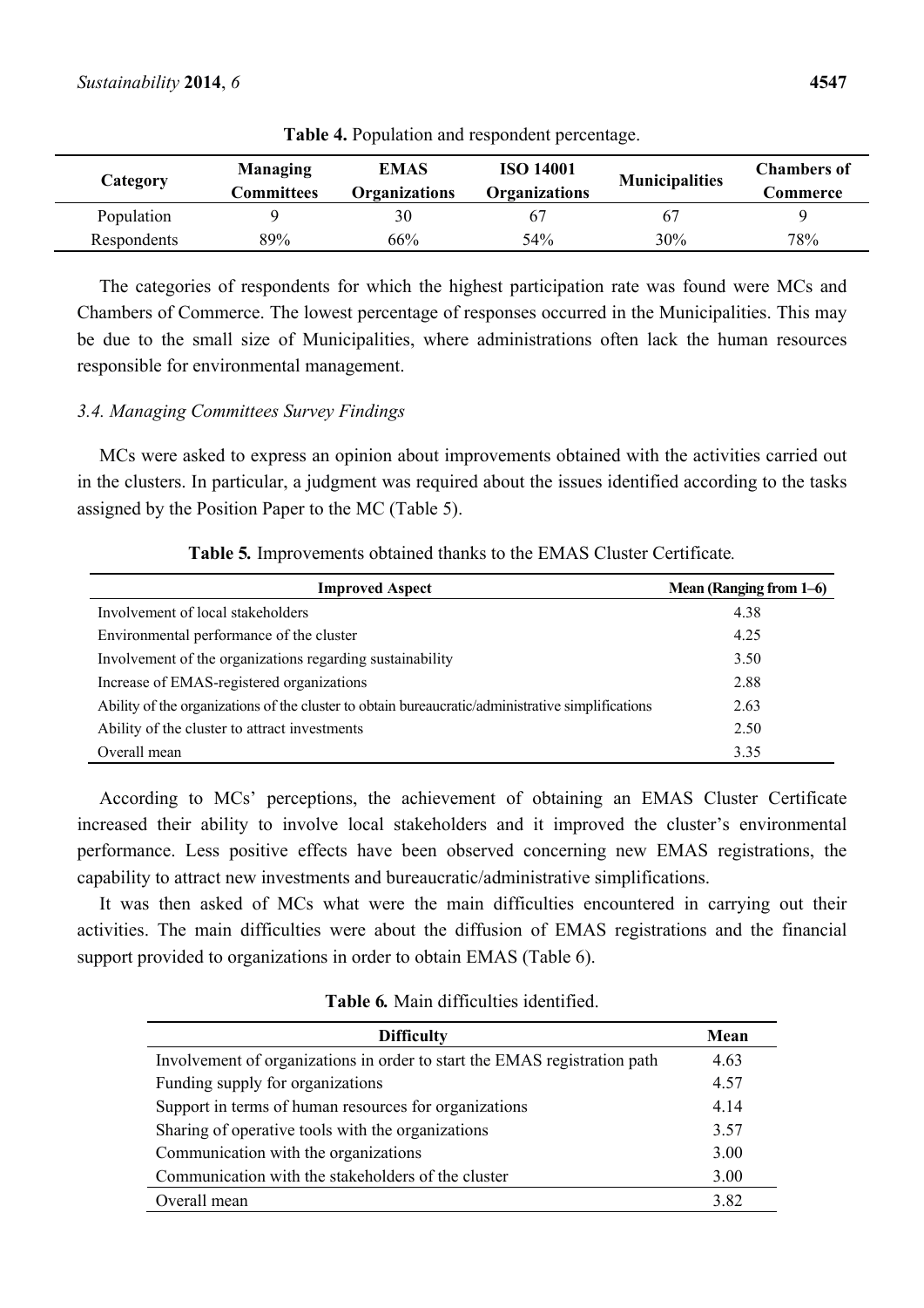**Table 4.** Population and respondent percentage.

| Category | Managing Committees | EMAS Organizations | ISO 14001 Organizations | Municipalities | Chambers of Commerce |
|---|---|---|---|---|---|
| Population | 9 | 30 | 67 | 67 | 9 |
| Respondents | 89% | 66% | 54% | 30% | 78% |

The categories of respondents for which the highest participation rate was found were MCs and Chambers of Commerce. The lowest percentage of responses occurred in the Municipalities. This may be due to the small size of Municipalities, where administrations often lack the human resources responsible for environmental management.

### *3.4. Managing Committees Survey Findings*

MCs were asked to express an opinion about improvements obtained with the activities carried out in the clusters. In particular, a judgment was required about the issues identified according to the tasks assigned by the Position Paper to the MC (Table 5).

**Table 5.** Improvements obtained thanks to the EMAS Cluster Certificate.

| Improved Aspect | Mean (Ranging from 1–6) |
|---|---|
| Involvement of local stakeholders | 4.38 |
| Environmental performance of the cluster | 4.25 |
| Involvement of the organizations regarding sustainability | 3.50 |
| Increase of EMAS-registered organizations | 2.88 |
| Ability of the organizations of the cluster to obtain bureaucratic/administrative simplifications | 2.63 |
| Ability of the cluster to attract investments | 2.50 |
| Overall mean | 3.35 |

According to MCs' perceptions, the achievement of obtaining an EMAS Cluster Certificate increased their ability to involve local stakeholders and it improved the cluster's environmental performance. Less positive effects have been observed concerning new EMAS registrations, the capability to attract new investments and bureaucratic/administrative simplifications.

It was then asked of MCs what were the main difficulties encountered in carrying out their activities. The main difficulties were about the diffusion of EMAS registrations and the financial support provided to organizations in order to obtain EMAS (Table 6).

**Table 6.** Main difficulties identified.

| Difficulty | Mean |
|---|---|
| Involvement of organizations in order to start the EMAS registration path | 4.63 |
| Funding supply for organizations | 4.57 |
| Support in terms of human resources for organizations | 4.14 |
| Sharing of operative tools with the organizations | 3.57 |
| Communication with the organizations | 3.00 |
| Communication with the stakeholders of the cluster | 3.00 |
| Overall mean | 3.82 |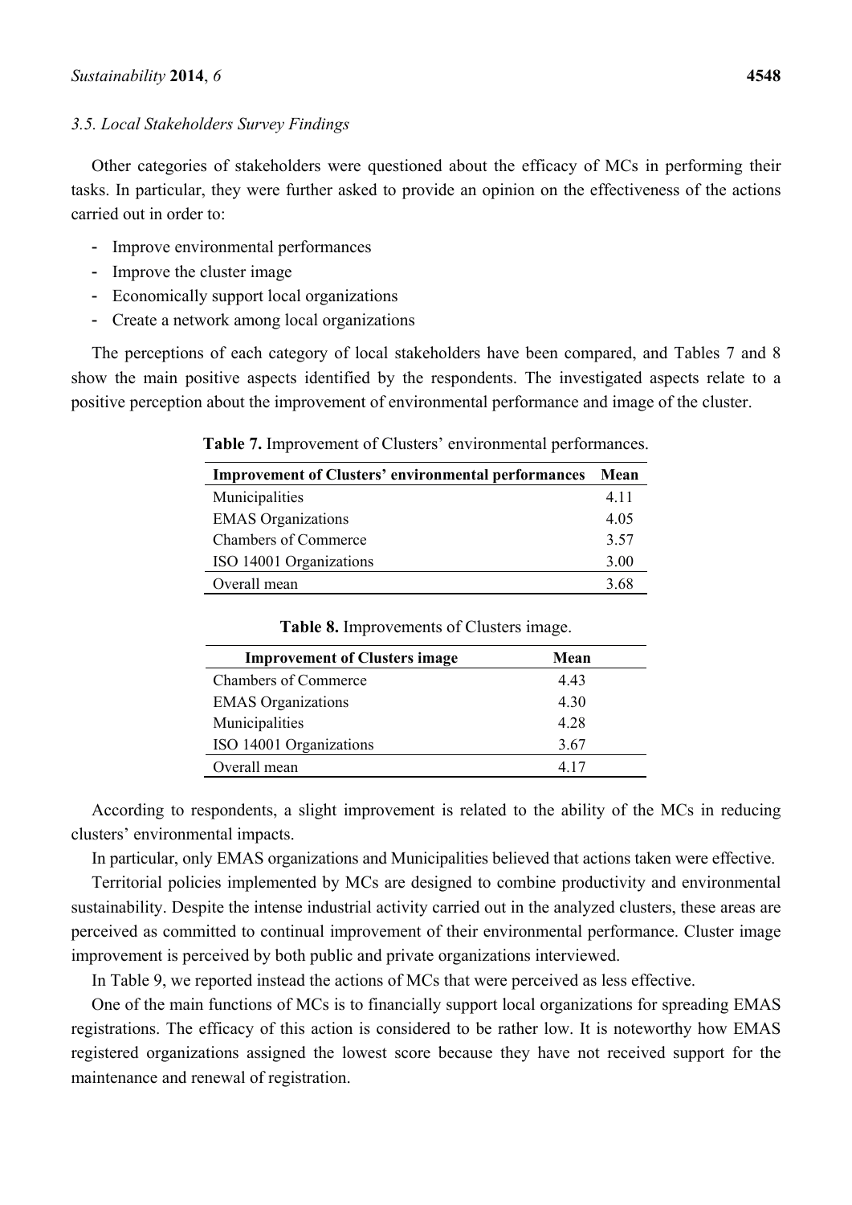### 3.5. Local Stakeholders Survey Findings

Other categories of stakeholders were questioned about the efficacy of MCs in performing their tasks. In particular, they were further asked to provide an opinion on the effectiveness of the actions carried out in order to:

- Improve environmental performances
- Improve the cluster image
- Economically support local organizations
- Create a network among local organizations

The perceptions of each category of local stakeholders have been compared, and Tables 7 and 8 show the main positive aspects identified by the respondents. The investigated aspects relate to a positive perception about the improvement of environmental performance and image of the cluster.

**Table 7.** Improvement of Clusters' environmental performances.

| Improvement of Clusters' environmental performances | Mean |
| --- | --- |
| Municipalities | 4.11 |
| EMAS Organizations | 4.05 |
| Chambers of Commerce | 3.57 |
| ISO 14001 Organizations | 3.00 |
| Overall mean | 3.68 |

**Table 8.** Improvements of Clusters image.

| Improvement of Clusters image | Mean |
| --- | --- |
| Chambers of Commerce | 4.43 |
| EMAS Organizations | 4.30 |
| Municipalities | 4.28 |
| ISO 14001 Organizations | 3.67 |
| Overall mean | 4.17 |

According to respondents, a slight improvement is related to the ability of the MCs in reducing clusters' environmental impacts.

In particular, only EMAS organizations and Municipalities believed that actions taken were effective.

Territorial policies implemented by MCs are designed to combine productivity and environmental sustainability. Despite the intense industrial activity carried out in the analyzed clusters, these areas are perceived as committed to continual improvement of their environmental performance. Cluster image improvement is perceived by both public and private organizations interviewed.

In Table 9, we reported instead the actions of MCs that were perceived as less effective.

One of the main functions of MCs is to financially support local organizations for spreading EMAS registrations. The efficacy of this action is considered to be rather low. It is noteworthy how EMAS registered organizations assigned the lowest score because they have not received support for the maintenance and renewal of registration.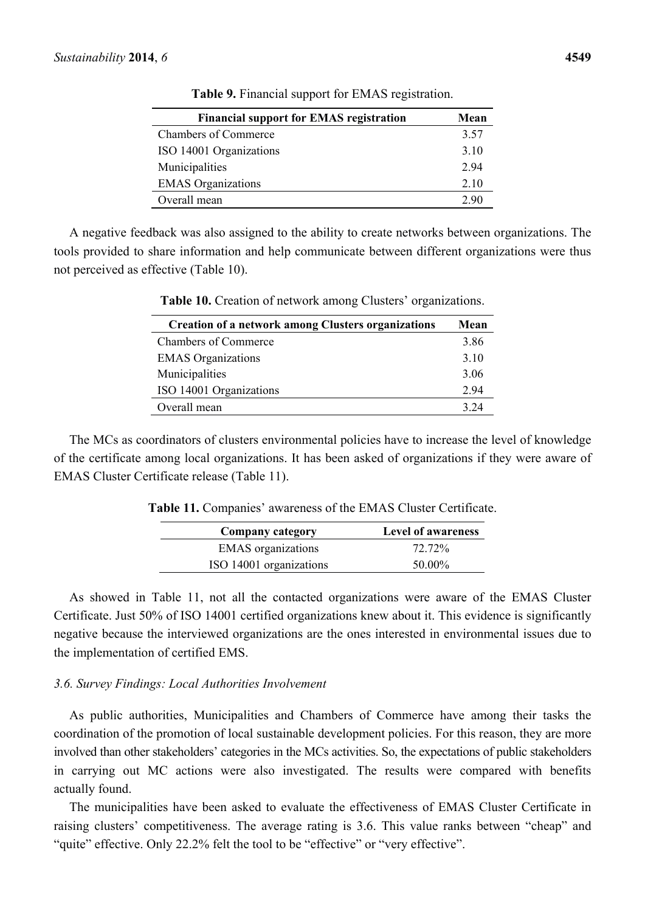**Table 9.** Financial support for EMAS registration.

| Financial support for EMAS registration | Mean |
|---|---|
| Chambers of Commerce | 3.57 |
| ISO 14001 Organizations | 3.10 |
| Municipalities | 2.94 |
| EMAS Organizations | 2.10 |
| Overall mean | 2.90 |

A negative feedback was also assigned to the ability to create networks between organizations. The tools provided to share information and help communicate between different organizations were thus not perceived as effective (Table 10).

**Table 10.** Creation of network among Clusters' organizations.

| Creation of a network among Clusters organizations | Mean |
|---|---|
| Chambers of Commerce | 3.86 |
| EMAS Organizations | 3.10 |
| Municipalities | 3.06 |
| ISO 14001 Organizations | 2.94 |
| Overall mean | 3.24 |

The MCs as coordinators of clusters environmental policies have to increase the level of knowledge of the certificate among local organizations. It has been asked of organizations if they were aware of EMAS Cluster Certificate release (Table 11).

**Table 11.** Companies' awareness of the EMAS Cluster Certificate.

| Company category | Level of awareness |
|---|---|
| EMAS organizations | 72.72% |
| ISO 14001 organizations | 50.00% |

As showed in Table 11, not all the contacted organizations were aware of the EMAS Cluster Certificate. Just 50% of ISO 14001 certified organizations knew about it. This evidence is significantly negative because the interviewed organizations are the ones interested in environmental issues due to the implementation of certified EMS.

### *3.6. Survey Findings: Local Authorities Involvement*

As public authorities, Municipalities and Chambers of Commerce have among their tasks the coordination of the promotion of local sustainable development policies. For this reason, they are more involved than other stakeholders' categories in the MCs activities. So, the expectations of public stakeholders in carrying out MC actions were also investigated. The results were compared with benefits actually found.

The municipalities have been asked to evaluate the effectiveness of EMAS Cluster Certificate in raising clusters' competitiveness. The average rating is 3.6. This value ranks between "cheap" and "quite" effective. Only 22.2% felt the tool to be "effective" or "very effective".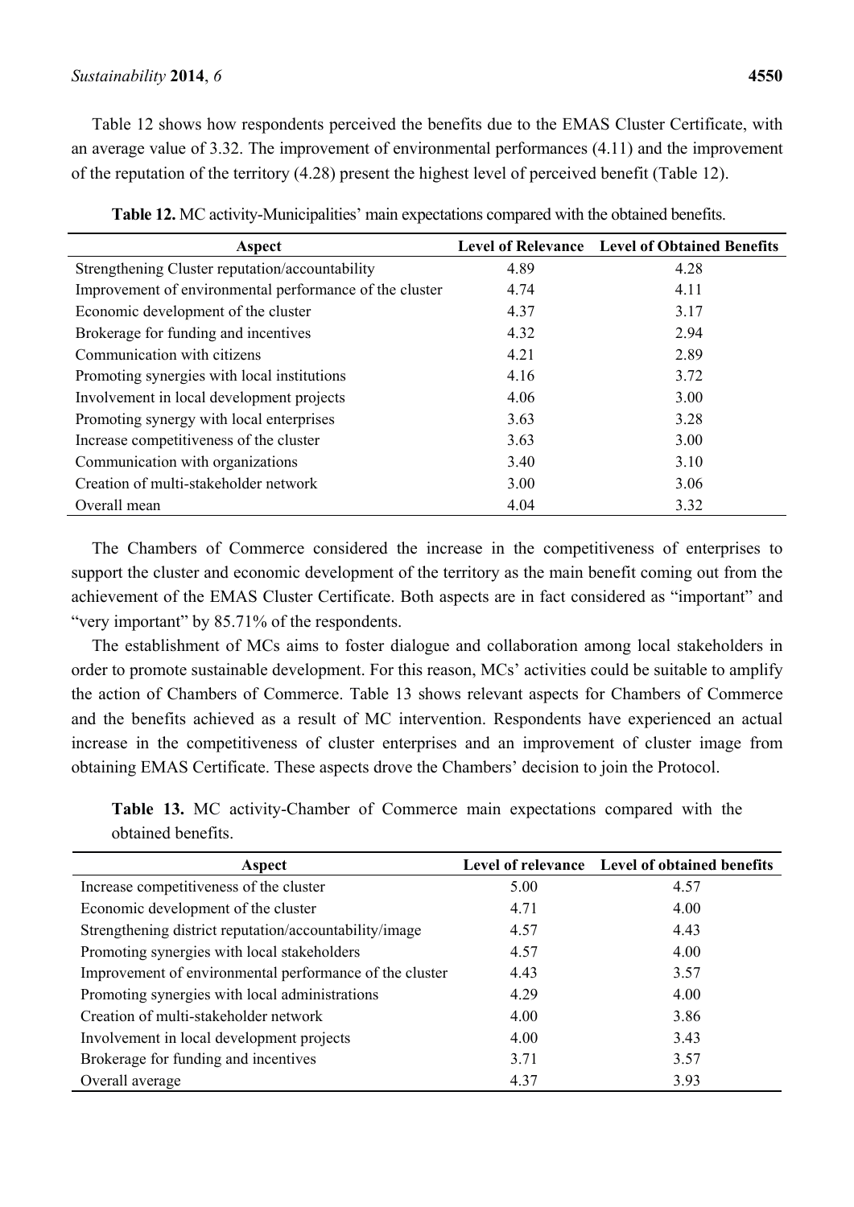Table 12 shows how respondents perceived the benefits due to the EMAS Cluster Certificate, with an average value of 3.32. The improvement of environmental performances (4.11) and the improvement of the reputation of the territory (4.28) present the highest level of perceived benefit (Table 12).

**Table 12.** MC activity-Municipalities' main expectations compared with the obtained benefits.

| Aspect | Level of Relevance | Level of Obtained Benefits |
|---|---|---|
| Strengthening Cluster reputation/accountability | 4.89 | 4.28 |
| Improvement of environmental performance of the cluster | 4.74 | 4.11 |
| Economic development of the cluster | 4.37 | 3.17 |
| Brokerage for funding and incentives | 4.32 | 2.94 |
| Communication with citizens | 4.21 | 2.89 |
| Promoting synergies with local institutions | 4.16 | 3.72 |
| Involvement in local development projects | 4.06 | 3.00 |
| Promoting synergy with local enterprises | 3.63 | 3.28 |
| Increase competitiveness of the cluster | 3.63 | 3.00 |
| Communication with organizations | 3.40 | 3.10 |
| Creation of multi-stakeholder network | 3.00 | 3.06 |
| Overall mean | 4.04 | 3.32 |

The Chambers of Commerce considered the increase in the competitiveness of enterprises to support the cluster and economic development of the territory as the main benefit coming out from the achievement of the EMAS Cluster Certificate. Both aspects are in fact considered as "important" and "very important" by 85.71% of the respondents.

The establishment of MCs aims to foster dialogue and collaboration among local stakeholders in order to promote sustainable development. For this reason, MCs' activities could be suitable to amplify the action of Chambers of Commerce. Table 13 shows relevant aspects for Chambers of Commerce and the benefits achieved as a result of MC intervention. Respondents have experienced an actual increase in the competitiveness of cluster enterprises and an improvement of cluster image from obtaining EMAS Certificate. These aspects drove the Chambers' decision to join the Protocol.

**Table 13.** MC activity-Chamber of Commerce main expectations compared with the obtained benefits.

| Aspect | Level of relevance | Level of obtained benefits |
|---|---|---|
| Increase competitiveness of the cluster | 5.00 | 4.57 |
| Economic development of the cluster | 4.71 | 4.00 |
| Strengthening district reputation/accountability/image | 4.57 | 4.43 |
| Promoting synergies with local stakeholders | 4.57 | 4.00 |
| Improvement of environmental performance of the cluster | 4.43 | 3.57 |
| Promoting synergies with local administrations | 4.29 | 4.00 |
| Creation of multi-stakeholder network | 4.00 | 3.86 |
| Involvement in local development projects | 4.00 | 3.43 |
| Brokerage for funding and incentives | 3.71 | 3.57 |
| Overall average | 4.37 | 3.93 |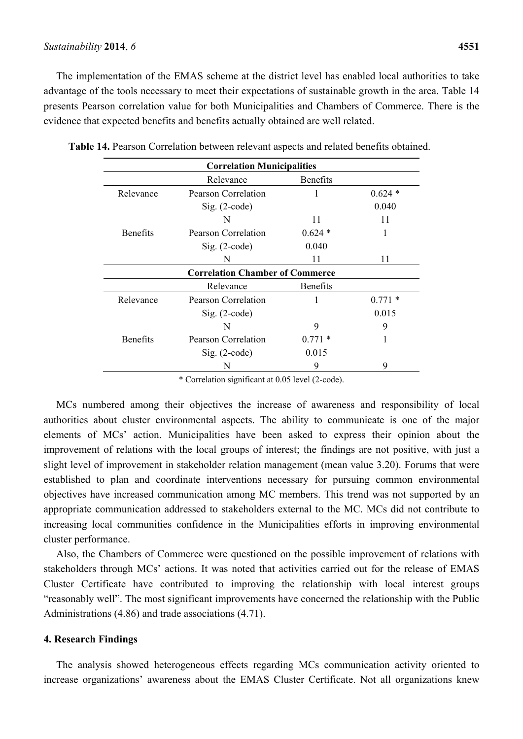The implementation of the EMAS scheme at the district level has enabled local authorities to take advantage of the tools necessary to meet their expectations of sustainable growth in the area. Table 14 presents Pearson correlation value for both Municipalities and Chambers of Commerce. There is the evidence that expected benefits and benefits actually obtained are well related.

**Table 14.** Pearson Correlation between relevant aspects and related benefits obtained.

| **Correlation Municipalities** | | | |
|---|---|---|---|
| | Relevance | Benefits | |
| Relevance | Pearson Correlation | 1 | 0.624 * |
| | Sig. (2-code) | | 0.040 |
| | N | 11 | 11 |
| Benefits | Pearson Correlation | 0.624 * | 1 |
| | Sig. (2-code) | 0.040 | |
| | N | 11 | 11 |
| **Correlation Chamber of Commerce** | | | |
| | Relevance | Benefits | |
| Relevance | Pearson Correlation | 1 | 0.771 * |
| | Sig. (2-code) | | 0.015 |
| | N | 9 | 9 |
| Benefits | Pearson Correlation | 0.771 * | 1 |
| | Sig. (2-code) | 0.015 | |
| | N | 9 | 9 |

* Correlation significant at 0.05 level (2-code).

MCs numbered among their objectives the increase of awareness and responsibility of local authorities about cluster environmental aspects. The ability to communicate is one of the major elements of MCs' action. Municipalities have been asked to express their opinion about the improvement of relations with the local groups of interest; the findings are not positive, with just a slight level of improvement in stakeholder relation management (mean value 3.20). Forums that were established to plan and coordinate interventions necessary for pursuing common environmental objectives have increased communication among MC members. This trend was not supported by an appropriate communication addressed to stakeholders external to the MC. MCs did not contribute to increasing local communities confidence in the Municipalities efforts in improving environmental cluster performance.

Also, the Chambers of Commerce were questioned on the possible improvement of relations with stakeholders through MCs' actions. It was noted that activities carried out for the release of EMAS Cluster Certificate have contributed to improving the relationship with local interest groups "reasonably well". The most significant improvements have concerned the relationship with the Public Administrations (4.86) and trade associations (4.71).

## 4. Research Findings

The analysis showed heterogeneous effects regarding MCs communication activity oriented to increase organizations' awareness about the EMAS Cluster Certificate. Not all organizations knew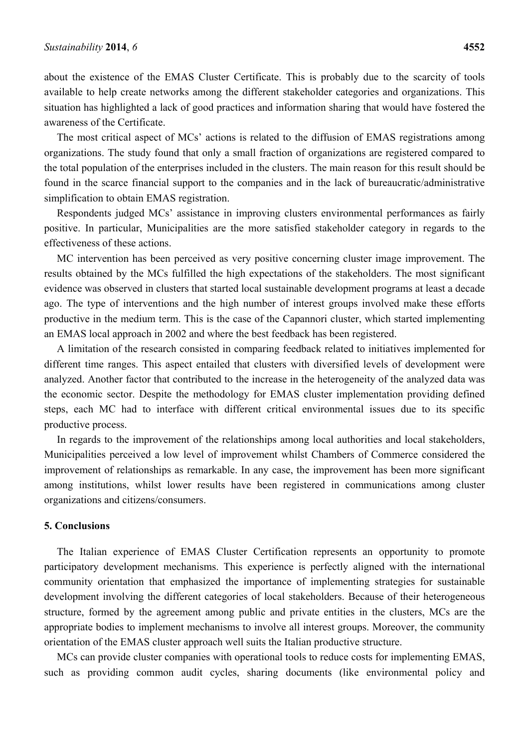about the existence of the EMAS Cluster Certificate. This is probably due to the scarcity of tools available to help create networks among the different stakeholder categories and organizations. This situation has highlighted a lack of good practices and information sharing that would have fostered the awareness of the Certificate.

The most critical aspect of MCs' actions is related to the diffusion of EMAS registrations among organizations. The study found that only a small fraction of organizations are registered compared to the total population of the enterprises included in the clusters. The main reason for this result should be found in the scarce financial support to the companies and in the lack of bureaucratic/administrative simplification to obtain EMAS registration.

Respondents judged MCs' assistance in improving clusters environmental performances as fairly positive. In particular, Municipalities are the more satisfied stakeholder category in regards to the effectiveness of these actions.

MC intervention has been perceived as very positive concerning cluster image improvement. The results obtained by the MCs fulfilled the high expectations of the stakeholders. The most significant evidence was observed in clusters that started local sustainable development programs at least a decade ago. The type of interventions and the high number of interest groups involved make these efforts productive in the medium term. This is the case of the Capannori cluster, which started implementing an EMAS local approach in 2002 and where the best feedback has been registered.

A limitation of the research consisted in comparing feedback related to initiatives implemented for different time ranges. This aspect entailed that clusters with diversified levels of development were analyzed. Another factor that contributed to the increase in the heterogeneity of the analyzed data was the economic sector. Despite the methodology for EMAS cluster implementation providing defined steps, each MC had to interface with different critical environmental issues due to its specific productive process.

In regards to the improvement of the relationships among local authorities and local stakeholders, Municipalities perceived a low level of improvement whilst Chambers of Commerce considered the improvement of relationships as remarkable. In any case, the improvement has been more significant among institutions, whilst lower results have been registered in communications among cluster organizations and citizens/consumers.

## 5. Conclusions

The Italian experience of EMAS Cluster Certification represents an opportunity to promote participatory development mechanisms. This experience is perfectly aligned with the international community orientation that emphasized the importance of implementing strategies for sustainable development involving the different categories of local stakeholders. Because of their heterogeneous structure, formed by the agreement among public and private entities in the clusters, MCs are the appropriate bodies to implement mechanisms to involve all interest groups. Moreover, the community orientation of the EMAS cluster approach well suits the Italian productive structure.

MCs can provide cluster companies with operational tools to reduce costs for implementing EMAS, such as providing common audit cycles, sharing documents (like environmental policy and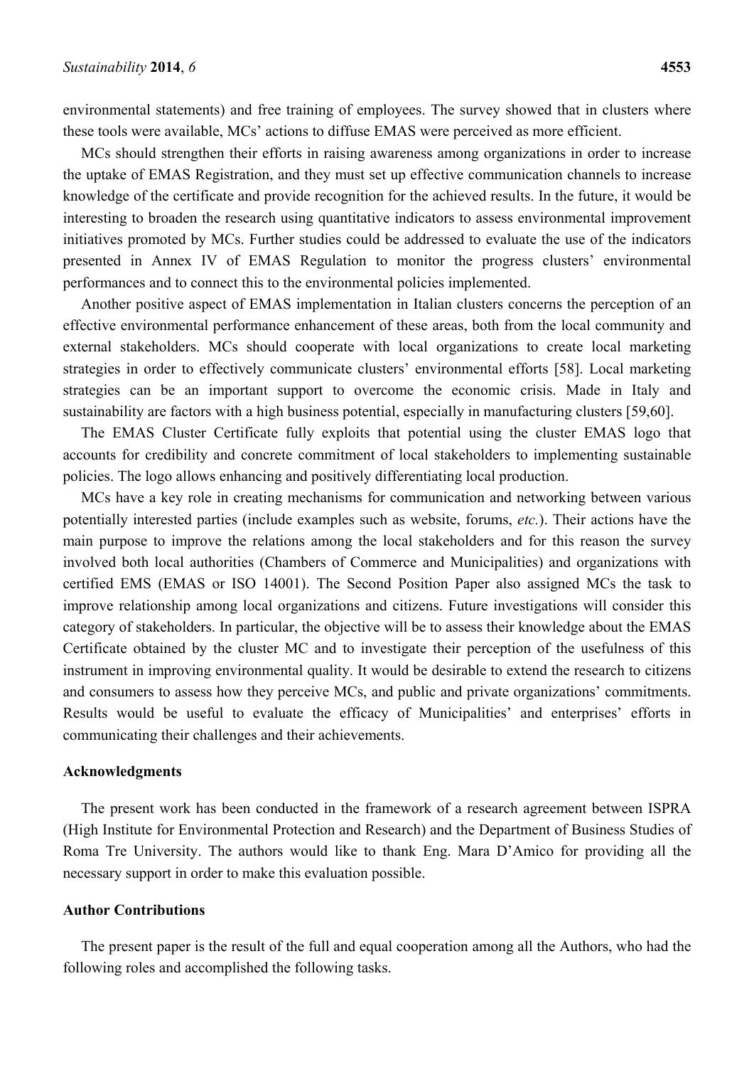environmental statements) and free training of employees. The survey showed that in clusters where these tools were available, MCs' actions to diffuse EMAS were perceived as more efficient.

MCs should strengthen their efforts in raising awareness among organizations in order to increase the uptake of EMAS Registration, and they must set up effective communication channels to increase knowledge of the certificate and provide recognition for the achieved results. In the future, it would be interesting to broaden the research using quantitative indicators to assess environmental improvement initiatives promoted by MCs. Further studies could be addressed to evaluate the use of the indicators presented in Annex IV of EMAS Regulation to monitor the progress clusters' environmental performances and to connect this to the environmental policies implemented.

Another positive aspect of EMAS implementation in Italian clusters concerns the perception of an effective environmental performance enhancement of these areas, both from the local community and external stakeholders. MCs should cooperate with local organizations to create local marketing strategies in order to effectively communicate clusters' environmental efforts [58]. Local marketing strategies can be an important support to overcome the economic crisis. Made in Italy and sustainability are factors with a high business potential, especially in manufacturing clusters [59,60].

The EMAS Cluster Certificate fully exploits that potential using the cluster EMAS logo that accounts for credibility and concrete commitment of local stakeholders to implementing sustainable policies. The logo allows enhancing and positively differentiating local production.

MCs have a key role in creating mechanisms for communication and networking between various potentially interested parties (include examples such as website, forums, *etc.*). Their actions have the main purpose to improve the relations among the local stakeholders and for this reason the survey involved both local authorities (Chambers of Commerce and Municipalities) and organizations with certified EMS (EMAS or ISO 14001). The Second Position Paper also assigned MCs the task to improve relationship among local organizations and citizens. Future investigations will consider this category of stakeholders. In particular, the objective will be to assess their knowledge about the EMAS Certificate obtained by the cluster MC and to investigate their perception of the usefulness of this instrument in improving environmental quality. It would be desirable to extend the research to citizens and consumers to assess how they perceive MCs, and public and private organizations' commitments. Results would be useful to evaluate the efficacy of Municipalities' and enterprises' efforts in communicating their challenges and their achievements.

## Acknowledgments

The present work has been conducted in the framework of a research agreement between ISPRA (High Institute for Environmental Protection and Research) and the Department of Business Studies of Roma Tre University. The authors would like to thank Eng. Mara D'Amico for providing all the necessary support in order to make this evaluation possible.

## Author Contributions

The present paper is the result of the full and equal cooperation among all the Authors, who had the following roles and accomplished the following tasks.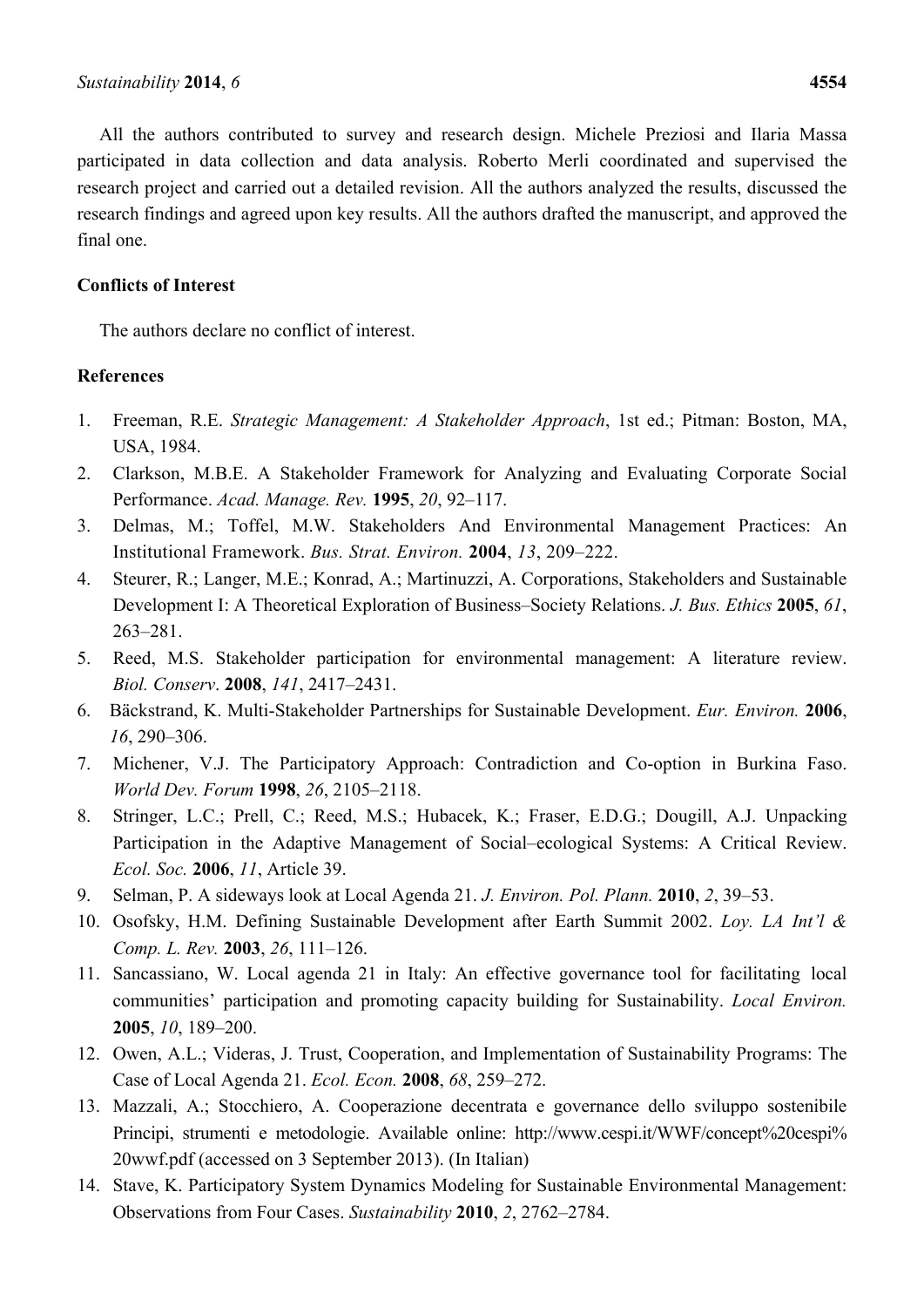All the authors contributed to survey and research design. Michele Preziosi and Ilaria Massa participated in data collection and data analysis. Roberto Merli coordinated and supervised the research project and carried out a detailed revision. All the authors analyzed the results, discussed the research findings and agreed upon key results. All the authors drafted the manuscript, and approved the final one.

## Conflicts of Interest

The authors declare no conflict of interest.

## References

1. Freeman, R.E. *Strategic Management: A Stakeholder Approach*, 1st ed.; Pitman: Boston, MA, USA, 1984.
2. Clarkson, M.B.E. A Stakeholder Framework for Analyzing and Evaluating Corporate Social Performance. *Acad. Manage. Rev.* **1995**, *20*, 92–117.
3. Delmas, M.; Toffel, M.W. Stakeholders And Environmental Management Practices: An Institutional Framework. *Bus. Strat. Environ.* **2004**, *13*, 209–222.
4. Steurer, R.; Langer, M.E.; Konrad, A.; Martinuzzi, A. Corporations, Stakeholders and Sustainable Development I: A Theoretical Exploration of Business–Society Relations. *J. Bus. Ethics* **2005**, *61*, 263–281.
5. Reed, M.S. Stakeholder participation for environmental management: A literature review. *Biol. Conserv*. **2008**, *141*, 2417–2431.
6. Bäckstrand, K. Multi-Stakeholder Partnerships for Sustainable Development. *Eur. Environ.* **2006**, *16*, 290–306.
7. Michener, V.J. The Participatory Approach: Contradiction and Co-option in Burkina Faso. *World Dev. Forum* **1998**, *26*, 2105–2118.
8. Stringer, L.C.; Prell, C.; Reed, M.S.; Hubacek, K.; Fraser, E.D.G.; Dougill, A.J. Unpacking Participation in the Adaptive Management of Social–ecological Systems: A Critical Review. *Ecol. Soc.* **2006**, *11*, Article 39.
9. Selman, P. A sideways look at Local Agenda 21. *J. Environ. Pol. Plann.* **2010**, *2*, 39–53.
10. Osofsky, H.M. Defining Sustainable Development after Earth Summit 2002. *Loy. LA Int'l & Comp. L. Rev.* **2003**, *26*, 111–126.
11. Sancassiano, W. Local agenda 21 in Italy: An effective governance tool for facilitating local communities' participation and promoting capacity building for Sustainability. *Local Environ.* **2005**, *10*, 189–200.
12. Owen, A.L.; Videras, J. Trust, Cooperation, and Implementation of Sustainability Programs: The Case of Local Agenda 21. *Ecol. Econ.* **2008**, *68*, 259–272.
13. Mazzali, A.; Stocchiero, A. Cooperazione decentrata e governance dello sviluppo sostenibile Principi, strumenti e metodologie. Available online: http://www.cespi.it/WWF/concept%20cespi%20wwf.pdf (accessed on 3 September 2013). (In Italian)
14. Stave, K. Participatory System Dynamics Modeling for Sustainable Environmental Management: Observations from Four Cases. *Sustainability* **2010**, *2*, 2762–2784.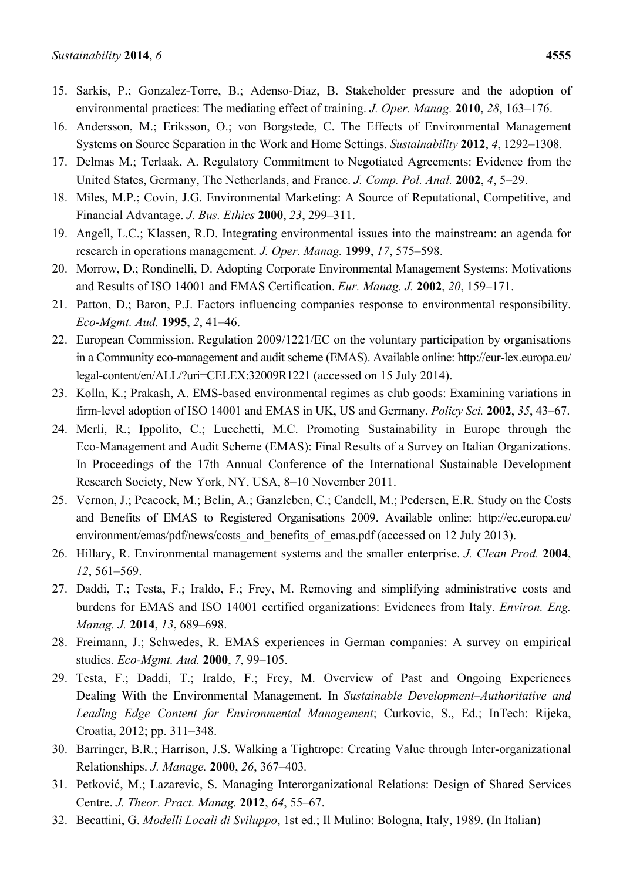15. Sarkis, P.; Gonzalez-Torre, B.; Adenso-Diaz, B. Stakeholder pressure and the adoption of environmental practices: The mediating effect of training. *J. Oper. Manag.* **2010**, *28*, 163–176.
16. Andersson, M.; Eriksson, O.; von Borgstede, C. The Effects of Environmental Management Systems on Source Separation in the Work and Home Settings. *Sustainability* **2012**, *4*, 1292–1308.
17. Delmas M.; Terlaak, A. Regulatory Commitment to Negotiated Agreements: Evidence from the United States, Germany, The Netherlands, and France. *J. Comp. Pol. Anal.* **2002**, *4*, 5–29.
18. Miles, M.P.; Covin, J.G. Environmental Marketing: A Source of Reputational, Competitive, and Financial Advantage. *J. Bus. Ethics* **2000**, *23*, 299–311.
19. Angell, L.C.; Klassen, R.D. Integrating environmental issues into the mainstream: an agenda for research in operations management. *J. Oper. Manag.* **1999**, *17*, 575–598.
20. Morrow, D.; Rondinelli, D. Adopting Corporate Environmental Management Systems: Motivations and Results of ISO 14001 and EMAS Certification. *Eur. Manag. J.* **2002**, *20*, 159–171.
21. Patton, D.; Baron, P.J. Factors influencing companies response to environmental responsibility. *Eco-Mgmt. Aud.* **1995**, *2*, 41–46.
22. European Commission. Regulation 2009/1221/EC on the voluntary participation by organisations in a Community eco-management and audit scheme (EMAS). Available online: http://eur-lex.europa.eu/legal-content/en/ALL/?uri=CELEX:32009R1221 (accessed on 15 July 2014).
23. Kolln, K.; Prakash, A. EMS-based environmental regimes as club goods: Examining variations in firm-level adoption of ISO 14001 and EMAS in UK, US and Germany. *Policy Sci.* **2002**, *35*, 43–67.
24. Merli, R.; Ippolito, C.; Lucchetti, M.C. Promoting Sustainability in Europe through the Eco-Management and Audit Scheme (EMAS): Final Results of a Survey on Italian Organizations. In Proceedings of the 17th Annual Conference of the International Sustainable Development Research Society, New York, NY, USA, 8–10 November 2011.
25. Vernon, J.; Peacock, M.; Belin, A.; Ganzleben, C.; Candell, M.; Pedersen, E.R. Study on the Costs and Benefits of EMAS to Registered Organisations 2009. Available online: http://ec.europa.eu/environment/emas/pdf/news/costs_and_benefits_of_emas.pdf (accessed on 12 July 2013).
26. Hillary, R. Environmental management systems and the smaller enterprise. *J. Clean Prod.* **2004**, *12*, 561–569.
27. Daddi, T.; Testa, F.; Iraldo, F.; Frey, M. Removing and simplifying administrative costs and burdens for EMAS and ISO 14001 certified organizations: Evidences from Italy. *Environ. Eng. Manag. J.* **2014**, *13*, 689–698.
28. Freimann, J.; Schwedes, R. EMAS experiences in German companies: A survey on empirical studies. *Eco-Mgmt. Aud.* **2000**, *7*, 99–105.
29. Testa, F.; Daddi, T.; Iraldo, F.; Frey, M. Overview of Past and Ongoing Experiences Dealing With the Environmental Management. In *Sustainable Development–Authoritative and Leading Edge Content for Environmental Management*; Curkovic, S., Ed.; InTech: Rijeka, Croatia, 2012; pp. 311–348.
30. Barringer, B.R.; Harrison, J.S. Walking a Tightrope: Creating Value through Inter-organizational Relationships. *J. Manage.* **2000**, *26*, 367–403.
31. Petković, M.; Lazarevic, S. Managing Interorganizational Relations: Design of Shared Services Centre. *J. Theor. Pract. Manag.* **2012**, *64*, 55–67.
32. Becattini, G. *Modelli Locali di Sviluppo*, 1st ed.; Il Mulino: Bologna, Italy, 1989. (In Italian)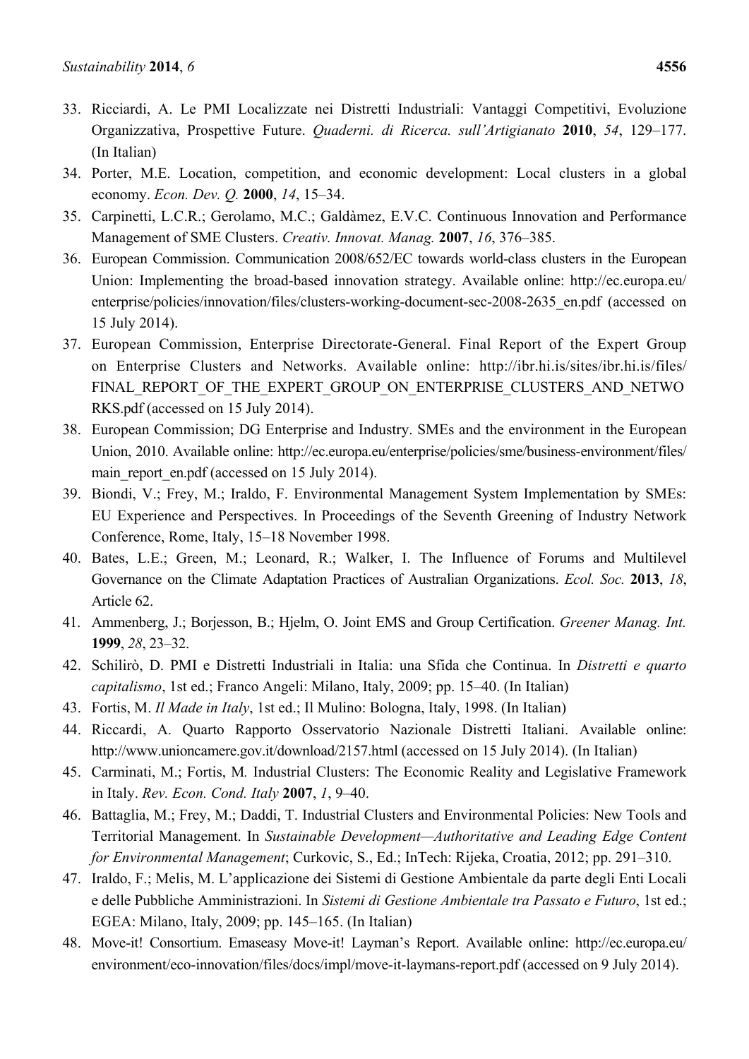33. Ricciardi, A. Le PMI Localizzate nei Distretti Industriali: Vantaggi Competitivi, Evoluzione Organizzativa, Prospettive Future. *Quaderni. di Ricerca. sull'Artigianato* **2010**, *54*, 129–177. (In Italian)
34. Porter, M.E. Location, competition, and economic development: Local clusters in a global economy. *Econ. Dev. Q.* **2000**, *14*, 15–34.
35. Carpinetti, L.C.R.; Gerolamo, M.C.; Galdàmez, E.V.C. Continuous Innovation and Performance Management of SME Clusters. *Creativ. Innovat. Manag.* **2007**, *16*, 376–385.
36. European Commission. Communication 2008/652/EC towards world-class clusters in the European Union: Implementing the broad-based innovation strategy. Available online: http://ec.europa.eu/enterprise/policies/innovation/files/clusters-working-document-sec-2008-2635_en.pdf (accessed on 15 July 2014).
37. European Commission, Enterprise Directorate-General. Final Report of the Expert Group on Enterprise Clusters and Networks. Available online: http://ibr.hi.is/sites/ibr.hi.is/files/FINAL_REPORT_OF_THE_EXPERT_GROUP_ON_ENTERPRISE_CLUSTERS_AND_NETWORKS.pdf (accessed on 15 July 2014).
38. European Commission; DG Enterprise and Industry. SMEs and the environment in the European Union, 2010. Available online: http://ec.europa.eu/enterprise/policies/sme/business-environment/files/main_report_en.pdf (accessed on 15 July 2014).
39. Biondi, V.; Frey, M.; Iraldo, F. Environmental Management System Implementation by SMEs: EU Experience and Perspectives. In Proceedings of the Seventh Greening of Industry Network Conference, Rome, Italy, 15–18 November 1998.
40. Bates, L.E.; Green, M.; Leonard, R.; Walker, I. The Influence of Forums and Multilevel Governance on the Climate Adaptation Practices of Australian Organizations. *Ecol. Soc.* **2013**, *18*, Article 62.
41. Ammenberg, J.; Borjesson, B.; Hjelm, O. Joint EMS and Group Certification. *Greener Manag. Int.* **1999**, *28*, 23–32.
42. Schilirò, D. PMI e Distretti Industriali in Italia: una Sfida che Continua. In *Distretti e quarto capitalismo*, 1st ed.; Franco Angeli: Milano, Italy, 2009; pp. 15–40. (In Italian)
43. Fortis, M. *Il Made in Italy*, 1st ed.; Il Mulino: Bologna, Italy, 1998. (In Italian)
44. Riccardi, A. Quarto Rapporto Osservatorio Nazionale Distretti Italiani. Available online: http://www.unioncamere.gov.it/download/2157.html (accessed on 15 July 2014). (In Italian)
45. Carminati, M.; Fortis, M. Industrial Clusters: The Economic Reality and Legislative Framework in Italy. *Rev. Econ. Cond. Italy* **2007**, *1*, 9–40.
46. Battaglia, M.; Frey, M.; Daddi, T. Industrial Clusters and Environmental Policies: New Tools and Territorial Management. In *Sustainable Development—Authoritative and Leading Edge Content for Environmental Management*; Curkovic, S., Ed.; InTech: Rijeka, Croatia, 2012; pp. 291–310.
47. Iraldo, F.; Melis, M. L'applicazione dei Sistemi di Gestione Ambientale da parte degli Enti Locali e delle Pubbliche Amministrazioni. In *Sistemi di Gestione Ambientale tra Passato e Futuro*, 1st ed.; EGEA: Milano, Italy, 2009; pp. 145–165. (In Italian)
48. Move-it! Consortium. Emaseasy Move-it! Layman's Report. Available online: http://ec.europa.eu/environment/eco-innovation/files/docs/impl/move-it-laymans-report.pdf (accessed on 9 July 2014).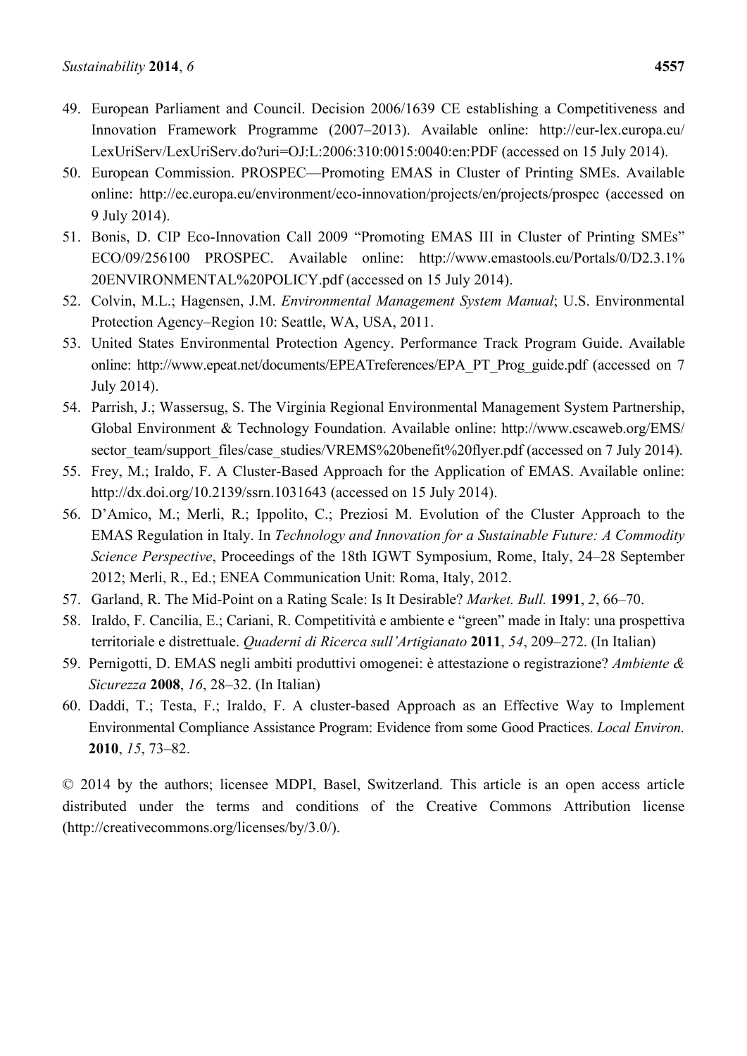49. European Parliament and Council. Decision 2006/1639 CE establishing a Competitiveness and Innovation Framework Programme (2007–2013). Available online: http://eur-lex.europa.eu/LexUriServ/LexUriServ.do?uri=OJ:L:2006:310:0015:0040:en:PDF (accessed on 15 July 2014).
50. European Commission. PROSPEC—Promoting EMAS in Cluster of Printing SMEs. Available online: http://ec.europa.eu/environment/eco-innovation/projects/en/projects/prospec (accessed on 9 July 2014).
51. Bonis, D. CIP Eco-Innovation Call 2009 "Promoting EMAS III in Cluster of Printing SMEs" ECO/09/256100 PROSPEC. Available online: http://www.emastools.eu/Portals/0/D2.3.1%20ENVIRONMENTAL%20POLICY.pdf (accessed on 15 July 2014).
52. Colvin, M.L.; Hagensen, J.M. *Environmental Management System Manual*; U.S. Environmental Protection Agency–Region 10: Seattle, WA, USA, 2011.
53. United States Environmental Protection Agency. Performance Track Program Guide. Available online: http://www.epeat.net/documents/EPEATreferences/EPA_PT_Prog_guide.pdf (accessed on 7 July 2014).
54. Parrish, J.; Wassersug, S. The Virginia Regional Environmental Management System Partnership, Global Environment & Technology Foundation. Available online: http://www.cscaweb.org/EMS/sector_team/support_files/case_studies/VREMS%20benefit%20flyer.pdf (accessed on 7 July 2014).
55. Frey, M.; Iraldo, F. A Cluster-Based Approach for the Application of EMAS. Available online: http://dx.doi.org/10.2139/ssrn.1031643 (accessed on 15 July 2014).
56. D'Amico, M.; Merli, R.; Ippolito, C.; Preziosi M. Evolution of the Cluster Approach to the EMAS Regulation in Italy. In *Technology and Innovation for a Sustainable Future: A Commodity Science Perspective*, Proceedings of the 18th IGWT Symposium, Rome, Italy, 24–28 September 2012; Merli, R., Ed.; ENEA Communication Unit: Roma, Italy, 2012.
57. Garland, R. The Mid-Point on a Rating Scale: Is It Desirable? *Market. Bull.* **1991**, *2*, 66–70.
58. Iraldo, F. Cancilia, E.; Cariani, R. Competitività e ambiente e "green" made in Italy: una prospettiva territoriale e distrettuale. *Quaderni di Ricerca sull'Artigianato* **2011**, *54*, 209–272. (In Italian)
59. Pernigotti, D. EMAS negli ambiti produttivi omogenei: è attestazione o registrazione? *Ambiente & Sicurezza* **2008**, *16*, 28–32. (In Italian)
60. Daddi, T.; Testa, F.; Iraldo, F. A cluster-based Approach as an Effective Way to Implement Environmental Compliance Assistance Program: Evidence from some Good Practices. *Local Environ.* **2010**, *15*, 73–82.

© 2014 by the authors; licensee MDPI, Basel, Switzerland. This article is an open access article distributed under the terms and conditions of the Creative Commons Attribution license (http://creativecommons.org/licenses/by/3.0/).